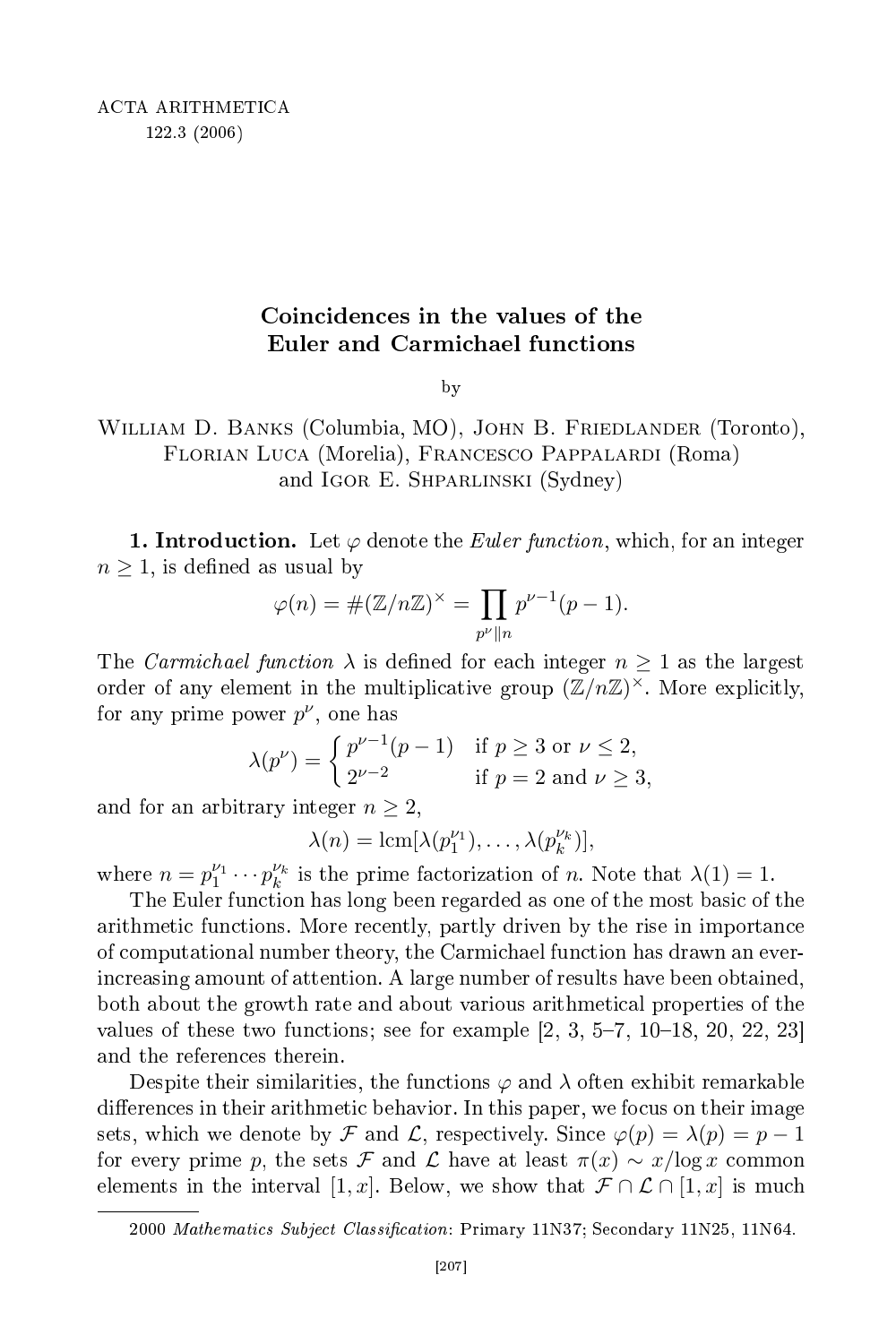# Coincidences in the values of the Euler and Carmichael functions

by

William D. Banks (Columbia, MO), John B. Friedlander (Toronto), Florian Luca (Morelia), Francesco Pappalardi (Roma) and Igor E. Shparlinski (Sydney)

**1. Introduction.** Let $\varphi$ denote the *Euler function*, which, for an integer $n \ge 1$, is defined as usual by

$$\varphi(n) = \#(\mathbb{Z}/n\mathbb{Z})^{\times} = \prod_{p^{\nu} \| n} p^{\nu-1}(p-1).$$

The *Carmichael function* $\lambda$ is defined for each integer $n \ge 1$ as the largest order of any element in the multiplicative group $(\mathbb{Z}/n\mathbb{Z})^{\times}$. More explicitly, for any prime power $p^{\nu}$, one has

$$\lambda(p^{\nu}) = \begin{cases} p^{\nu-1}(p-1) & \text{if } p \ge 3 \text{ or } \nu \le 2, \\ 2^{\nu-2} & \text{if } p = 2 \text{ and } \nu \ge 3, \end{cases}$$

and for an arbitrary integer $n \ge 2$,

$$\lambda(n) = \mathrm{lcm}[\lambda(p_1^{\nu_1}), \ldots, \lambda(p_k^{\nu_k})],$$

where $n = p_1^{\nu_1} \cdots p_k^{\nu_k}$ is the prime factorization of $n$. Note that $\lambda(1) = 1$.

The Euler function has long been regarded as one of the most basic of the arithmetic functions. More recently, partly driven by the rise in importance of computational number theory, the Carmichael function has drawn an ever-increasing amount of attention. A large number of results have been obtained, both about the growth rate and about various arithmetical properties of the values of these two functions; see for example [2, 3, 5–7, 10–18, 20, 22, 23] and the references therein.

Despite their similarities, the functions $\varphi$ and $\lambda$ often exhibit remarkable differences in their arithmetic behavior. In this paper, we focus on their image sets, which we denote by $\mathcal{F}$ and $\mathcal{L}$, respectively. Since $\varphi(p) = \lambda(p) = p - 1$ for every prime $p$, the sets $\mathcal{F}$ and $\mathcal{L}$ have at least $\pi(x) \sim x/\log x$ common elements in the interval $[1, x]$. Below, we show that $\mathcal{F} \cap \mathcal{L} \cap [1, x]$ is much

---

2000 *Mathematics Subject Classification*: Primary 11N37; Secondary 11N25, 11N64.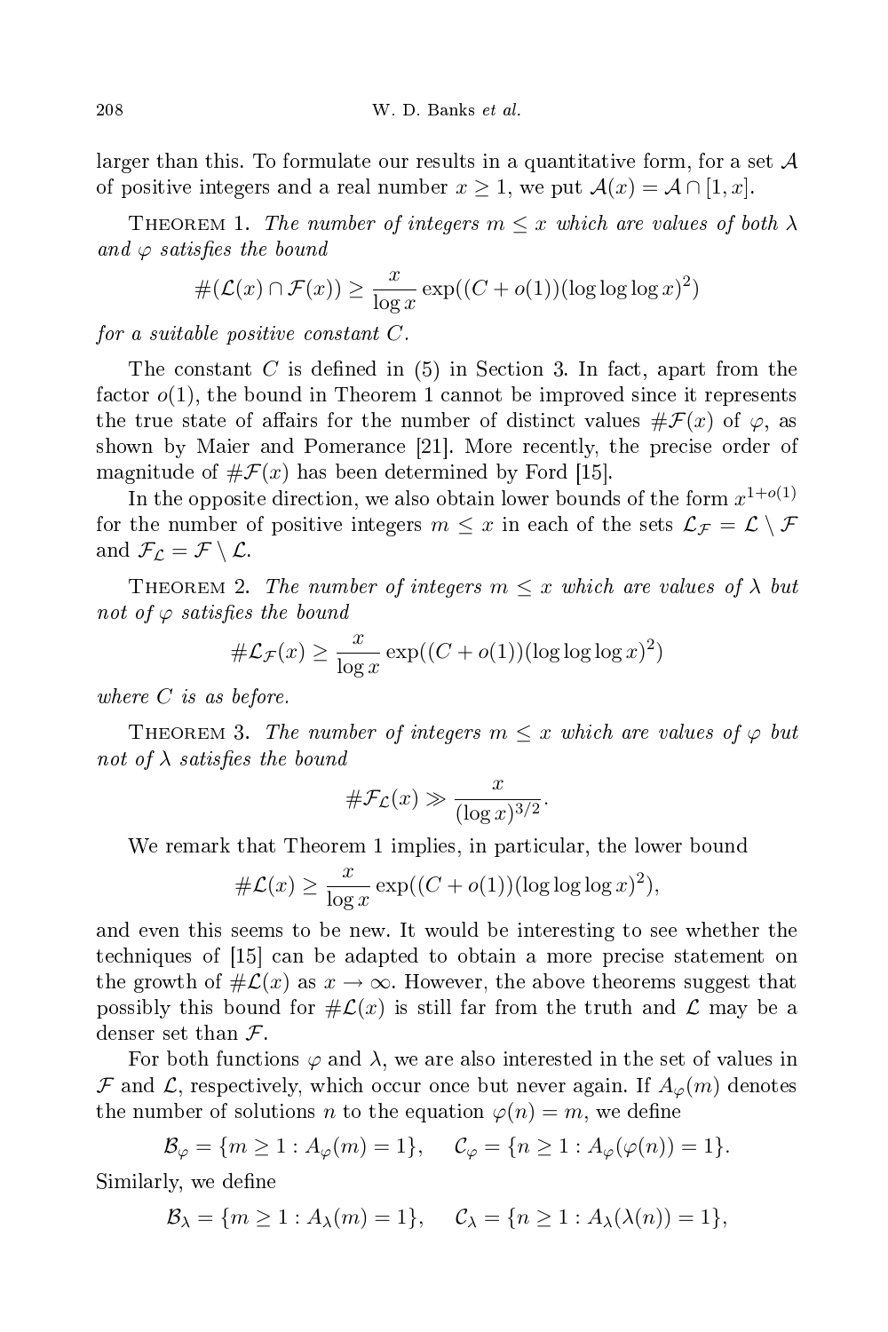larger than this. To formulate our results in a quantitative form, for a set $\mathcal{A}$ of positive integers and a real number $x \ge 1$, we put $\mathcal{A}(x) = \mathcal{A} \cap [1, x]$.

Theorem 1. *The number of integers $m \le x$ which are values of both $\lambda$ and $\varphi$ satisfies the bound*

$$\#(\mathcal{L}(x) \cap \mathcal{F}(x)) \ge \frac{x}{\log x} \exp((C + o(1))(\log\log\log x)^2)$$

*for a suitable positive constant $C$.*

The constant $C$ is defined in (5) in Section 3. In fact, apart from the factor $o(1)$, the bound in Theorem 1 cannot be improved since it represents the true state of affairs for the number of distinct values $\#\mathcal{F}(x)$ of $\varphi$, as shown by Maier and Pomerance [21]. More recently, the precise order of magnitude of $\#\mathcal{F}(x)$ has been determined by Ford [15].

In the opposite direction, we also obtain lower bounds of the form $x^{1+o(1)}$ for the number of positive integers $m \le x$ in each of the sets $\mathcal{L}_{\mathcal{F}} = \mathcal{L} \setminus \mathcal{F}$ and $\mathcal{F}_{\mathcal{L}} = \mathcal{F} \setminus \mathcal{L}$.

Theorem 2. *The number of integers $m \le x$ which are values of $\lambda$ but not of $\varphi$ satisfies the bound*

$$\#\mathcal{L}_{\mathcal{F}}(x) \ge \frac{x}{\log x} \exp((C + o(1))(\log\log\log x)^2)$$

*where $C$ is as before.*

Theorem 3. *The number of integers $m \le x$ which are values of $\varphi$ but not of $\lambda$ satisfies the bound*

$$\#\mathcal{F}_{\mathcal{L}}(x) \gg \frac{x}{(\log x)^{3/2}}.$$

We remark that Theorem 1 implies, in particular, the lower bound

$$\#\mathcal{L}(x) \ge \frac{x}{\log x} \exp((C + o(1))(\log\log\log x)^2),$$

and even this seems to be new. It would be interesting to see whether the techniques of [15] can be adapted to obtain a more precise statement on the growth of $\#\mathcal{L}(x)$ as $x \to \infty$. However, the above theorems suggest that possibly this bound for $\#\mathcal{L}(x)$ is still far from the truth and $\mathcal{L}$ may be a denser set than $\mathcal{F}$.

For both functions $\varphi$ and $\lambda$, we are also interested in the set of values in $\mathcal{F}$ and $\mathcal{L}$, respectively, which occur once but never again. If $A_\varphi(m)$ denotes the number of solutions $n$ to the equation $\varphi(n) = m$, we define

$$\mathcal{B}_\varphi = \{m \ge 1 : A_\varphi(m) = 1\}, \quad \mathcal{C}_\varphi = \{n \ge 1 : A_\varphi(\varphi(n)) = 1\}.$$

Similarly, we define

$$\mathcal{B}_\lambda = \{m \ge 1 : A_\lambda(m) = 1\}, \quad \mathcal{C}_\lambda = \{n \ge 1 : A_\lambda(\lambda(n)) = 1\},$$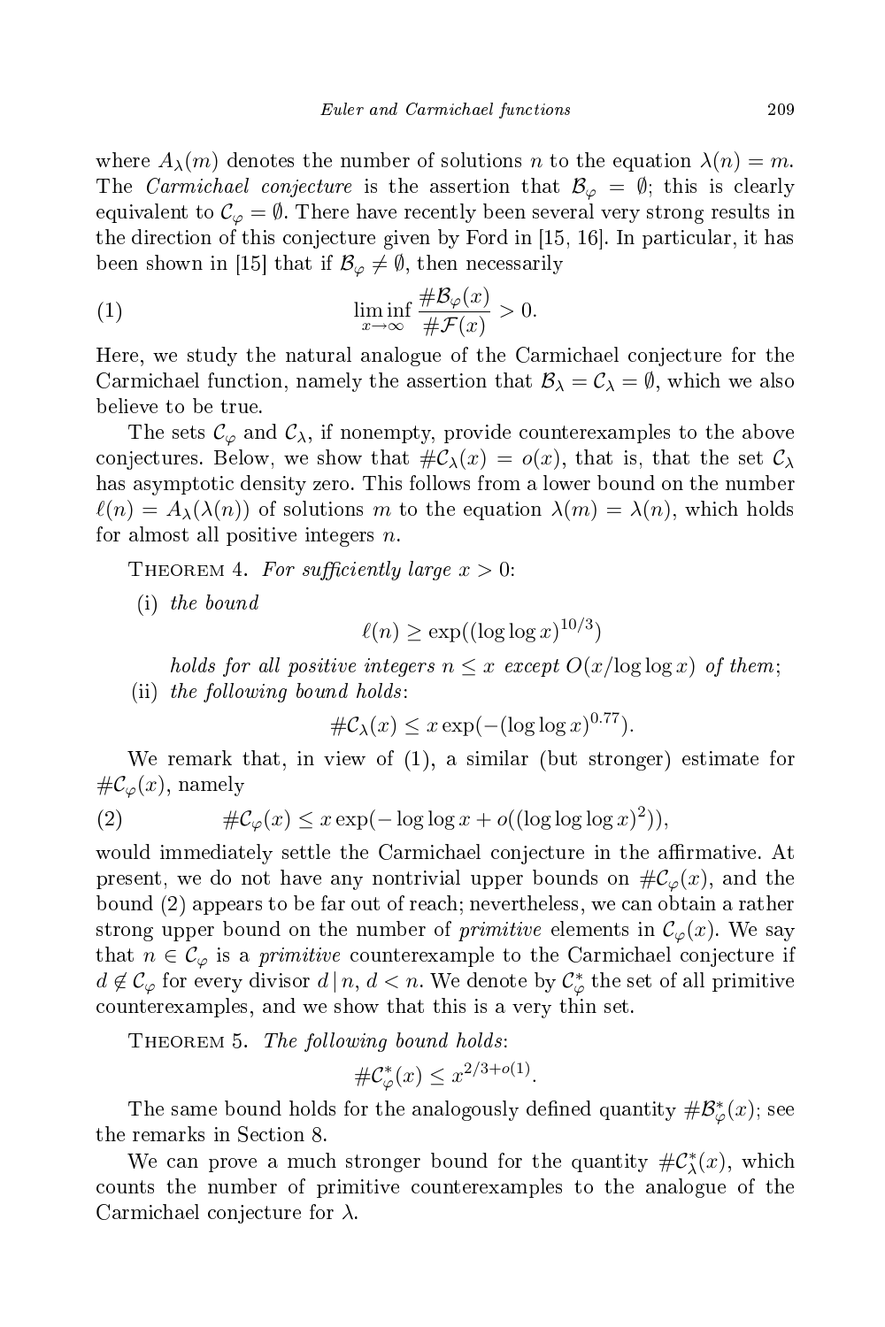where $A_\lambda(m)$ denotes the number of solutions $n$ to the equation $\lambda(n) = m$. The *Carmichael conjecture* is the assertion that $\mathcal{B}_\varphi = \emptyset$; this is clearly equivalent to $\mathcal{C}_\varphi = \emptyset$. There have recently been several very strong results in the direction of this conjecture given by Ford in [15, 16]. In particular, it has been shown in [15] that if $\mathcal{B}_\varphi \neq \emptyset$, then necessarily

$$\liminf_{x\to\infty} \frac{\#\mathcal{B}_\varphi(x)}{\#\mathcal{F}(x)} > 0. \tag{1}$$

Here, we study the natural analogue of the Carmichael conjecture for the Carmichael function, namely the assertion that $\mathcal{B}_\lambda = \mathcal{C}_\lambda = \emptyset$, which we also believe to be true.

The sets $\mathcal{C}_\varphi$ and $\mathcal{C}_\lambda$, if nonempty, provide counterexamples to the above conjectures. Below, we show that $\#\mathcal{C}_\lambda(x) = o(x)$, that is, that the set $\mathcal{C}_\lambda$ has asymptotic density zero. This follows from a lower bound on the number $\ell(n) = A_\lambda(\lambda(n))$ of solutions $m$ to the equation $\lambda(m) = \lambda(n)$, which holds for almost all positive integers $n$.

Theorem 4. *For sufficiently large $x > 0$:*

(i) *the bound*

$$\ell(n) \geq \exp((\log\log x)^{10/3})$$

*holds for all positive integers $n \leq x$ except $O(x/\log\log x)$ of them;*

(ii) *the following bound holds:*

$$\#\mathcal{C}_\lambda(x) \leq x\exp(-(\log\log x)^{0.77}).$$

We remark that, in view of (1), a similar (but stronger) estimate for $\#\mathcal{C}_\varphi(x)$, namely

$$\#\mathcal{C}_\varphi(x) \leq x\exp(-\log\log x + o((\log\log\log x)^2)), \tag{2}$$

would immediately settle the Carmichael conjecture in the affirmative. At present, we do not have any nontrivial upper bounds on $\#\mathcal{C}_\varphi(x)$, and the bound (2) appears to be far out of reach; nevertheless, we can obtain a rather strong upper bound on the number of *primitive* elements in $\mathcal{C}_\varphi(x)$. We say that $n \in \mathcal{C}_\varphi$ is a *primitive* counterexample to the Carmichael conjecture if $d \notin \mathcal{C}_\varphi$ for every divisor $d \mid n$, $d < n$. We denote by $\mathcal{C}^*_\varphi$ the set of all primitive counterexamples, and we show that this is a very thin set.

Theorem 5. *The following bound holds:*

$$\#\mathcal{C}^*_\varphi(x) \leq x^{2/3+o(1)}.$$

The same bound holds for the analogously defined quantity $\#\mathcal{B}^*_\varphi(x)$; see the remarks in Section 8.

We can prove a much stronger bound for the quantity $\#\mathcal{C}^*_\lambda(x)$, which counts the number of primitive counterexamples to the analogue of the Carmichael conjecture for $\lambda$.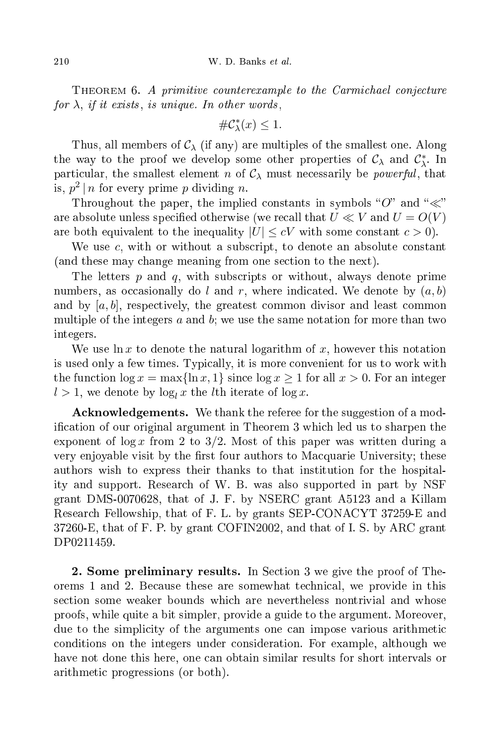THEOREM 6. *A primitive counterexample to the Carmichael conjecture for $\lambda$, if it exists, is unique. In other words*,

$$\#\mathcal{C}_\lambda^*(x) \le 1.$$

Thus, all members of $\mathcal{C}_\lambda$ (if any) are multiples of the smallest one. Along the way to the proof we develop some other properties of $\mathcal{C}_\lambda$ and $\mathcal{C}_\lambda^*$. In particular, the smallest element $n$ of $\mathcal{C}_\lambda$ must necessarily be *powerful*, that is, $p^2 \mid n$ for every prime $p$ dividing $n$.

Throughout the paper, the implied constants in symbols "$O$" and "$\ll$" are absolute unless specified otherwise (we recall that $U \ll V$ and $U = O(V)$ are both equivalent to the inequality $|U| \le cV$ with some constant $c > 0$).

We use $c$, with or without a subscript, to denote an absolute constant (and these may change meaning from one section to the next).

The letters $p$ and $q$, with subscripts or without, always denote prime numbers, as occasionally do $l$ and $r$, where indicated. We denote by $(a, b)$ and by $[a, b]$, respectively, the greatest common divisor and least common multiple of the integers $a$ and $b$; we use the same notation for more than two integers.

We use $\ln x$ to denote the natural logarithm of $x$, however this notation is used only a few times. Typically, it is more convenient for us to work with the function $\log x = \max\{\ln x, 1\}$ since $\log x \ge 1$ for all $x > 0$. For an integer $l > 1$, we denote by $\log_l x$ the $l$th iterate of $\log x$.

**Acknowledgements.** We thank the referee for the suggestion of a modification of our original argument in Theorem 3 which led us to sharpen the exponent of $\log x$ from 2 to $3/2$. Most of this paper was written during a very enjoyable visit by the first four authors to Macquarie University; these authors wish to express their thanks to that institution for the hospitality and support. Research of W. B. was also supported in part by NSF grant DMS-0070628, that of J. F. by NSERC grant A5123 and a Killam Research Fellowship, that of F. L. by grants SEP-CONACYT 37259-E and 37260-E, that of F. P. by grant COFIN2002, and that of I. S. by ARC grant DP0211459.

## 2. Some preliminary results.

In Section 3 we give the proof of Theorems 1 and 2. Because these are somewhat technical, we provide in this section some weaker bounds which are nevertheless nontrivial and whose proofs, while quite a bit simpler, provide a guide to the argument. Moreover, due to the simplicity of the arguments one can impose various arithmetic conditions on the integers under consideration. For example, although we have not done this here, one can obtain similar results for short intervals or arithmetic progressions (or both).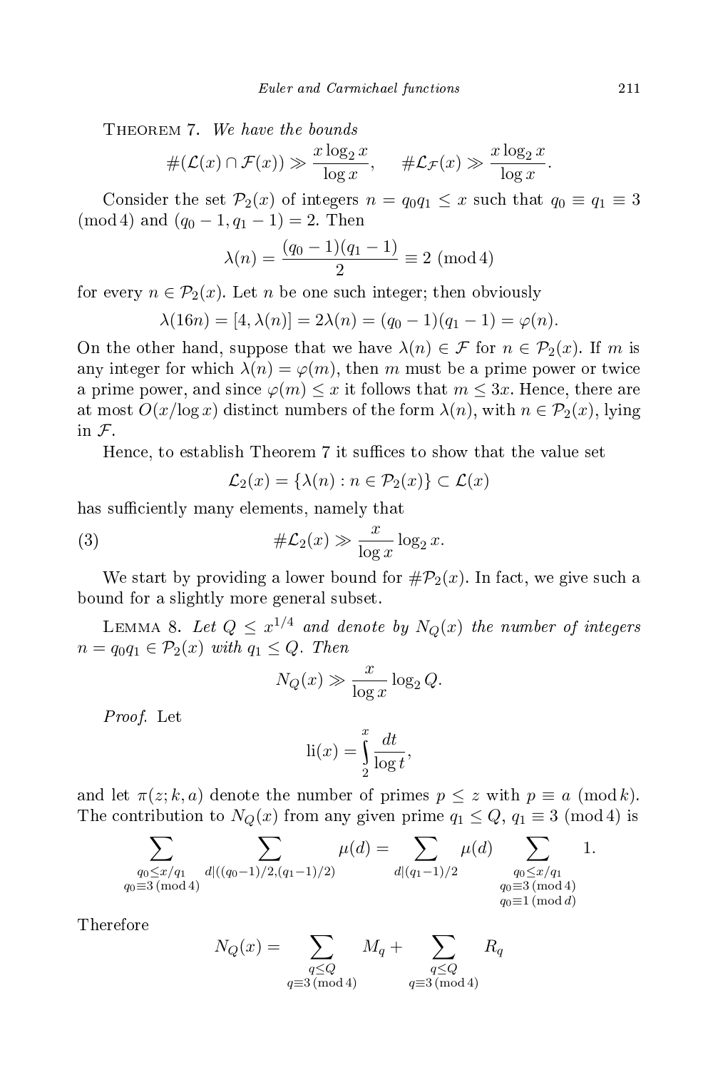**Theorem 7.** *We have the bounds*

$$\#(\mathcal{L}(x) \cap \mathcal{F}(x)) \gg \frac{x \log_2 x}{\log x}, \qquad \#\mathcal{L}_{\mathcal{F}}(x) \gg \frac{x \log_2 x}{\log x}.$$

Consider the set $\mathcal{P}_2(x)$ of integers $n = q_0 q_1 \le x$ such that $q_0 \equiv q_1 \equiv 3 \pmod 4$ and $(q_0 - 1, q_1 - 1) = 2$. Then

$$\lambda(n) = \frac{(q_0-1)(q_1-1)}{2} \equiv 2 \pmod 4$$

for every $n \in \mathcal{P}_2(x)$. Let $n$ be one such integer; then obviously

$$\lambda(16n) = [4, \lambda(n)] = 2\lambda(n) = (q_0 - 1)(q_1 - 1) = \varphi(n).$$

On the other hand, suppose that we have $\lambda(n) \in \mathcal{F}$ for $n \in \mathcal{P}_2(x)$. If $m$ is any integer for which $\lambda(n) = \varphi(m)$, then $m$ must be a prime power or twice a prime power, and since $\varphi(m) \le x$ it follows that $m \le 3x$. Hence, there are at most $O(x/\log x)$ distinct numbers of the form $\lambda(n)$, with $n \in \mathcal{P}_2(x)$, lying in $\mathcal{F}$.

Hence, to establish Theorem 7 it suffices to show that the value set

$$\mathcal{L}_2(x) = \{\lambda(n) : n \in \mathcal{P}_2(x)\} \subset \mathcal{L}(x)$$

has sufficiently many elements, namely that

$$\#\mathcal{L}_2(x) \gg \frac{x}{\log x} \log_2 x. \tag{3}$$

We start by providing a lower bound for $\#\mathcal{P}_2(x)$. In fact, we give such a bound for a slightly more general subset.

**Lemma 8.** *Let $Q \le x^{1/4}$ and denote by $N_Q(x)$ the number of integers $n = q_0 q_1 \in \mathcal{P}_2(x)$ with $q_1 \le Q$. Then*

$$N_Q(x) \gg \frac{x}{\log x} \log_2 Q.$$

*Proof.* Let

$$\mathrm{li}(x) = \int_2^x \frac{dt}{\log t},$$

and let $\pi(z; k, a)$ denote the number of primes $p \le z$ with $p \equiv a \pmod k$. The contribution to $N_Q(x)$ from any given prime $q_1 \le Q$, $q_1 \equiv 3 \pmod 4$ is

$$\sum_{\substack{q_0 \le x/q_1 \\ q_0 \equiv 3 \pmod 4}} \sum_{d \mid ((q_0-1)/2, (q_1-1)/2)} \mu(d) = \sum_{d \mid (q_1-1)/2} \mu(d) \sum_{\substack{q_0 \le x/q_1 \\ q_0 \equiv 3 \pmod 4 \\ q_0 \equiv 1 \pmod d}} 1.$$

Therefore

$$N_Q(x) = \sum_{\substack{q \le Q \\ q \equiv 3 \pmod 4}} M_q + \sum_{\substack{q \le Q \\ q \equiv 3 \pmod 4}} R_q$$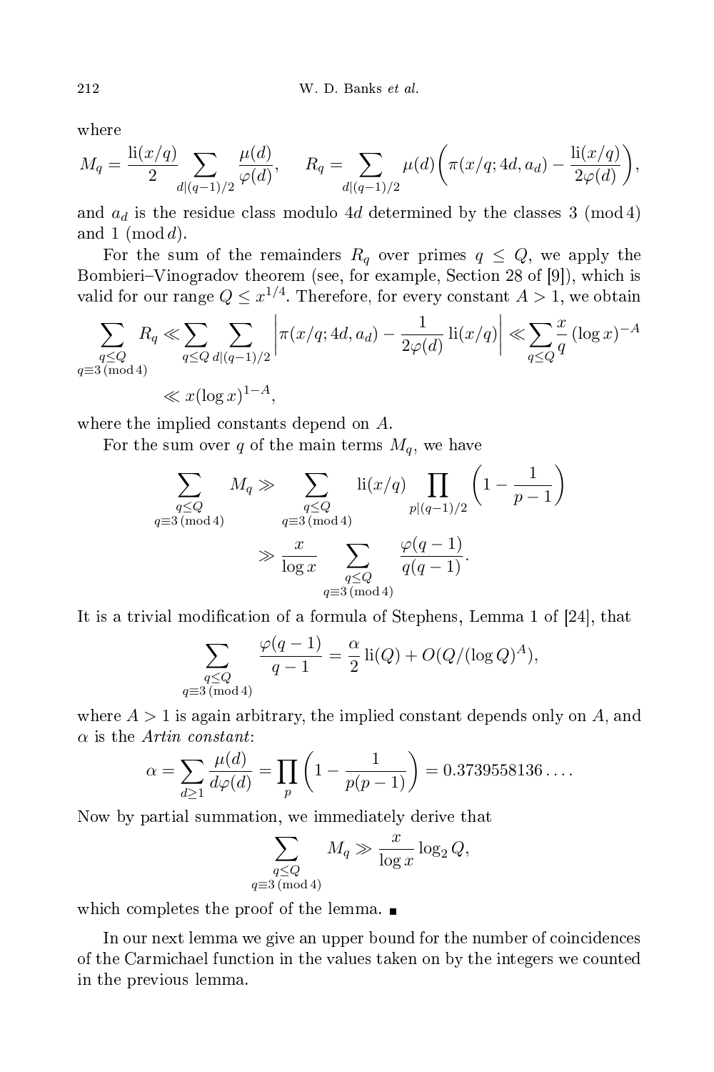where

$$M_q = \frac{\mathrm{li}(x/q)}{2} \sum_{d|(q-1)/2} \frac{\mu(d)}{\varphi(d)}, \qquad R_q = \sum_{d|(q-1)/2} \mu(d)\bigg(\pi(x/q; 4d, a_d) - \frac{\mathrm{li}(x/q)}{2\varphi(d)}\bigg),$$

and $a_d$ is the residue class modulo $4d$ determined by the classes $3 \pmod 4$ and $1 \pmod d$.

For the sum of the remainders $R_q$ over primes $q \le Q$, we apply the Bombieri–Vinogradov theorem (see, for example, Section 28 of [9]), which is valid for our range $Q \le x^{1/4}$. Therefore, for every constant $A > 1$, we obtain

$$\begin{aligned}\sum_{\substack{q \le Q \\ q \equiv 3 \pmod 4}} R_q &\ll \sum_{q \le Q} \sum_{d|(q-1)/2} \left| \pi(x/q; 4d, a_d) - \frac{1}{2\varphi(d)} \mathrm{li}(x/q) \right| \ll \sum_{q \le Q} \frac{x}{q} (\log x)^{-A} \\ &\ll x(\log x)^{1-A},\end{aligned}$$

where the implied constants depend on $A$.

For the sum over $q$ of the main terms $M_q$, we have

$$\begin{aligned}\sum_{\substack{q \le Q \\ q \equiv 3 \pmod 4}} M_q &\gg \sum_{\substack{q \le Q \\ q \equiv 3 \pmod 4}} \mathrm{li}(x/q) \prod_{p|(q-1)/2} \left(1 - \frac{1}{p-1}\right) \\ &\gg \frac{x}{\log x} \sum_{\substack{q \le Q \\ q \equiv 3 \pmod 4}} \frac{\varphi(q-1)}{q(q-1)}.\end{aligned}$$

It is a trivial modification of a formula of Stephens, Lemma 1 of [24], that

$$\sum_{\substack{q \le Q \\ q \equiv 3 \pmod 4}} \frac{\varphi(q-1)}{q-1} = \frac{\alpha}{2} \mathrm{li}(Q) + O(Q/(\log Q)^A),$$

where $A > 1$ is again arbitrary, the implied constant depends only on $A$, and $\alpha$ is the *Artin constant*:

$$\alpha = \sum_{d \ge 1} \frac{\mu(d)}{d\varphi(d)} = \prod_p \left(1 - \frac{1}{p(p-1)}\right) = 0.3739558136\ldots.$$

Now by partial summation, we immediately derive that

$$\sum_{\substack{q \le Q \\ q \equiv 3 \pmod 4}} M_q \gg \frac{x}{\log x} \log_2 Q,$$

which completes the proof of the lemma. ∎

In our next lemma we give an upper bound for the number of coincidences of the Carmichael function in the values taken on by the integers we counted in the previous lemma.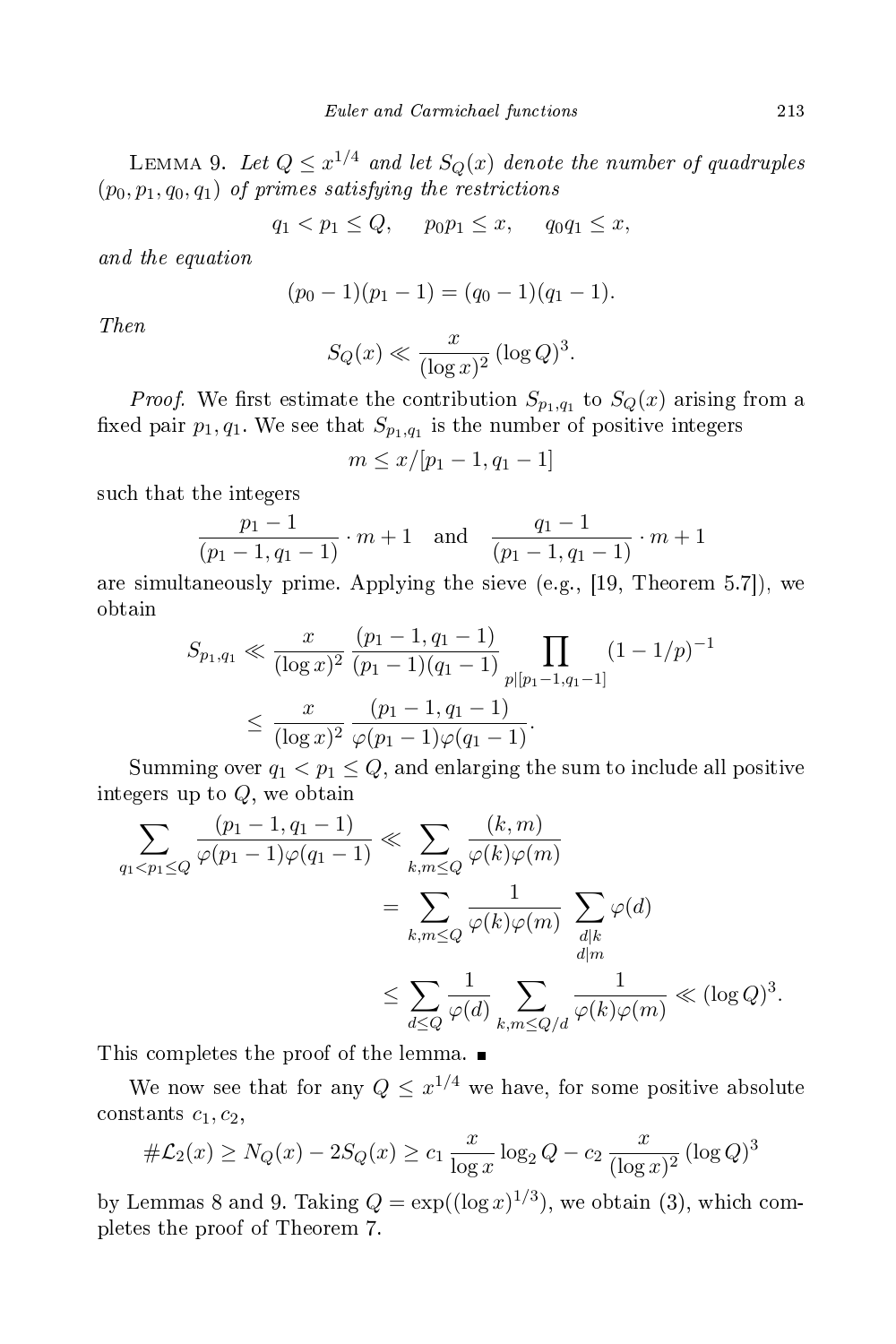Lemma 9. *Let $Q \le x^{1/4}$ and let $S_Q(x)$ denote the number of quadruples $(p_0, p_1, q_0, q_1)$ of primes satisfying the restrictions*

$$q_1 < p_1 \le Q, \qquad p_0 p_1 \le x, \qquad q_0 q_1 \le x,$$

*and the equation*

$$(p_0 - 1)(p_1 - 1) = (q_0 - 1)(q_1 - 1).$$

*Then*

$$S_Q(x) \ll \frac{x}{(\log x)^2} (\log Q)^3.$$

*Proof.* We first estimate the contribution $S_{p_1,q_1}$ to $S_Q(x)$ arising from a fixed pair $p_1, q_1$. We see that $S_{p_1,q_1}$ is the number of positive integers

$$m \le x/[p_1 - 1, q_1 - 1]$$

such that the integers

$$\frac{p_1 - 1}{(p_1 - 1, q_1 - 1)} \cdot m + 1 \quad \text{and} \quad \frac{q_1 - 1}{(p_1 - 1, q_1 - 1)} \cdot m + 1$$

are simultaneously prime. Applying the sieve (e.g., [19, Theorem 5.7]), we obtain

$$\begin{aligned}
S_{p_1,q_1} &\ll \frac{x}{(\log x)^2} \frac{(p_1 - 1, q_1 - 1)}{(p_1 - 1)(q_1 - 1)} \prod_{p \mid [p_1 - 1, q_1 - 1]} (1 - 1/p)^{-1} \\
&\le \frac{x}{(\log x)^2} \frac{(p_1 - 1, q_1 - 1)}{\varphi(p_1 - 1)\varphi(q_1 - 1)}.
\end{aligned}$$

Summing over $q_1 < p_1 \le Q$, and enlarging the sum to include all positive integers up to $Q$, we obtain

$$\begin{aligned}
\sum_{q_1 < p_1 \le Q} \frac{(p_1 - 1, q_1 - 1)}{\varphi(p_1 - 1)\varphi(q_1 - 1)} &\ll \sum_{k,m \le Q} \frac{(k, m)}{\varphi(k)\varphi(m)} \\
&= \sum_{k,m \le Q} \frac{1}{\varphi(k)\varphi(m)} \sum_{\substack{d \mid k \\ d \mid m}} \varphi(d) \\
&\le \sum_{d \le Q} \frac{1}{\varphi(d)} \sum_{k,m \le Q/d} \frac{1}{\varphi(k)\varphi(m)} \ll (\log Q)^3.
\end{aligned}$$

This completes the proof of the lemma. ∎

We now see that for any $Q \le x^{1/4}$ we have, for some positive absolute constants $c_1, c_2$,

$$\#\mathcal{L}_2(x) \ge N_Q(x) - 2S_Q(x) \ge c_1 \frac{x}{\log x} \log_2 Q - c_2 \frac{x}{(\log x)^2} (\log Q)^3$$

by Lemmas 8 and 9. Taking $Q = \exp((\log x)^{1/3})$, we obtain (3), which completes the proof of Theorem 7.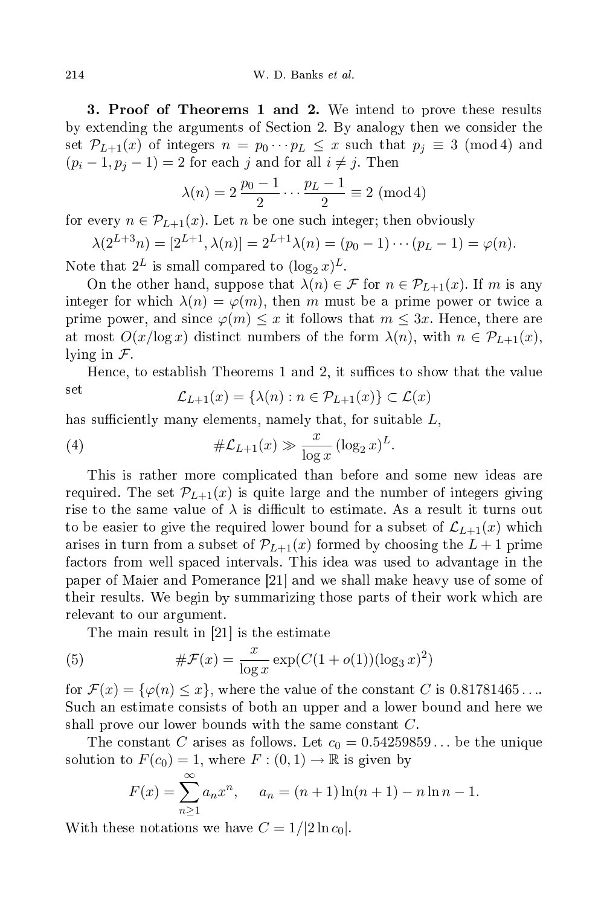**3. Proof of Theorems 1 and 2.** We intend to prove these results by extending the arguments of Section 2. By analogy then we consider the set $\mathcal{P}_{L+1}(x)$ of integers $n = p_0 \cdots p_L \le x$ such that $p_j \equiv 3 \pmod 4$ and $(p_i - 1, p_j - 1) = 2$ for each $j$ and for all $i \ne j$. Then

$$\lambda(n) = 2\,\frac{p_0 - 1}{2} \cdots \frac{p_L - 1}{2} \equiv 2 \pmod 4)$$

for every $n \in \mathcal{P}_{L+1}(x)$. Let $n$ be one such integer; then obviously

$$\lambda(2^{L+3}n) = [2^{L+1}, \lambda(n)] = 2^{L+1}\lambda(n) = (p_0 - 1)\cdots(p_L - 1) = \varphi(n).$$

Note that $2^L$ is small compared to $(\log_2 x)^L$.

On the other hand, suppose that $\lambda(n) \in \mathcal{F}$ for $n \in \mathcal{P}_{L+1}(x)$. If $m$ is any integer for which $\lambda(n) = \varphi(m)$, then $m$ must be a prime power or twice a prime power, and since $\varphi(m) \le x$ it follows that $m \le 3x$. Hence, there are at most $O(x/\log x)$ distinct numbers of the form $\lambda(n)$, with $n \in \mathcal{P}_{L+1}(x)$, lying in $\mathcal{F}$.

Hence, to establish Theorems 1 and 2, it suffices to show that the value set

$$\mathcal{L}_{L+1}(x) = \{\lambda(n) : n \in \mathcal{P}_{L+1}(x)\} \subset \mathcal{L}(x)$$

has sufficiently many elements, namely that, for suitable $L$,

$$\#\mathcal{L}_{L+1}(x) \gg \frac{x}{\log x}(\log_2 x)^L. \tag{4}$$

This is rather more complicated than before and some new ideas are required. The set $\mathcal{P}_{L+1}(x)$ is quite large and the number of integers giving rise to the same value of $\lambda$ is difficult to estimate. As a result it turns out to be easier to give the required lower bound for a subset of $\mathcal{L}_{L+1}(x)$ which arises in turn from a subset of $\mathcal{P}_{L+1}(x)$ formed by choosing the $L+1$ prime factors from well spaced intervals. This idea was used to advantage in the paper of Maier and Pomerance [21] and we shall make heavy use of some of their results. We begin by summarizing those parts of their work which are relevant to our argument.

The main result in [21] is the estimate

$$\#\mathcal{F}(x) = \frac{x}{\log x}\exp(C(1 + o(1))(\log_3 x)^2) \tag{5}$$

for $\mathcal{F}(x) = \{\varphi(n) \le x\}$, where the value of the constant $C$ is $0.81781465\ldots$. Such an estimate consists of both an upper and a lower bound and here we shall prove our lower bounds with the same constant $C$.

The constant $C$ arises as follows. Let $c_0 = 0.54259859\ldots$ be the unique solution to $F(c_0) = 1$, where $F : (0,1) \to \mathbb{R}$ is given by

$$F(x) = \sum_{n \ge 1}^{\infty} a_n x^n, \qquad a_n = (n+1)\ln(n+1) - n\ln n - 1.$$

With these notations we have $C = 1/|2\ln c_0|$.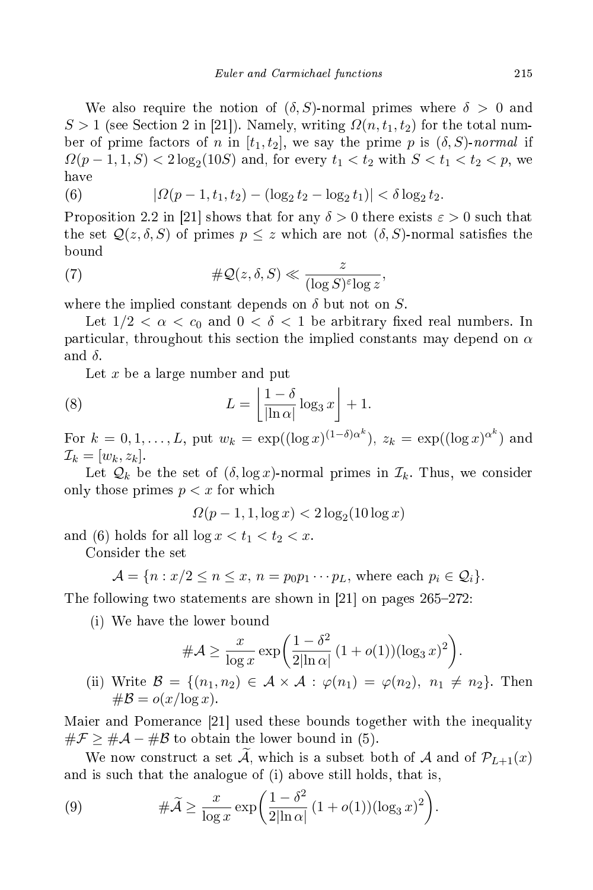We also require the notion of $(\delta, S)$-normal primes where $\delta > 0$ and $S > 1$ (see Section 2 in [21]). Namely, writing $\Omega(n, t_1, t_2)$ for the total number of prime factors of $n$ in $[t_1, t_2]$, we say the prime $p$ is $(\delta, S)$-*normal* if $\Omega(p-1, 1, S) < 2\log_2(10S)$ and, for every $t_1 < t_2$ with $S < t_1 < t_2 < p$, we have

$$|\Omega(p-1, t_1, t_2) - (\log_2 t_2 - \log_2 t_1)| < \delta \log_2 t_2. \tag{6}$$

Proposition 2.2 in [21] shows that for any $\delta > 0$ there exists $\varepsilon > 0$ such that the set $\mathcal{Q}(z, \delta, S)$ of primes $p \le z$ which are not $(\delta, S)$-normal satisfies the bound

$$\#\mathcal{Q}(z, \delta, S) \ll \frac{z}{(\log S)^{\varepsilon} \log z}, \tag{7}$$

where the implied constant depends on $\delta$ but not on $S$.

Let $1/2 < \alpha < c_0$ and $0 < \delta < 1$ be arbitrary fixed real numbers. In particular, throughout this section the implied constants may depend on $\alpha$ and $\delta$.

Let $x$ be a large number and put

$$L = \left\lfloor \frac{1-\delta}{|\ln \alpha|} \log_3 x \right\rfloor + 1. \tag{8}$$

For $k = 0, 1, \ldots, L$, put $w_k = \exp((\log x)^{(1-\delta)\alpha^k})$, $z_k = \exp((\log x)^{\alpha^k})$ and $\mathcal{I}_k = [w_k, z_k]$.

Let $\mathcal{Q}_k$ be the set of $(\delta, \log x)$-normal primes in $\mathcal{I}_k$. Thus, we consider only those primes $p < x$ for which

$$\Omega(p-1, 1, \log x) < 2\log_2(10 \log x)$$

and (6) holds for all $\log x < t_1 < t_2 < x$.

Consider the set

$$\mathcal{A} = \{n : x/2 \le n \le x,\ n = p_0 p_1 \cdots p_L, \text{ where each } p_i \in \mathcal{Q}_i\}.$$

The following two statements are shown in [21] on pages 265–272:

(i) We have the lower bound
$$\#\mathcal{A} \ge \frac{x}{\log x} \exp\left(\frac{1-\delta^2}{2|\ln \alpha|}(1+o(1))(\log_3 x)^2\right).$$

(ii) Write $\mathcal{B} = \{(n_1, n_2) \in \mathcal{A} \times \mathcal{A} : \varphi(n_1) = \varphi(n_2),\ n_1 \ne n_2\}$. Then $\#\mathcal{B} = o(x/\log x)$.

Maier and Pomerance [21] used these bounds together with the inequality $\#\mathcal{F} \ge \#\mathcal{A} - \#\mathcal{B}$ to obtain the lower bound in (5).

We now construct a set $\widetilde{\mathcal{A}}$, which is a subset both of $\mathcal{A}$ and of $\mathcal{P}_{L+1}(x)$ and is such that the analogue of (i) above still holds, that is,

$$\#\widetilde{\mathcal{A}} \ge \frac{x}{\log x} \exp\left(\frac{1-\delta^2}{2|\ln \alpha|}(1+o(1))(\log_3 x)^2\right). \tag{9}$$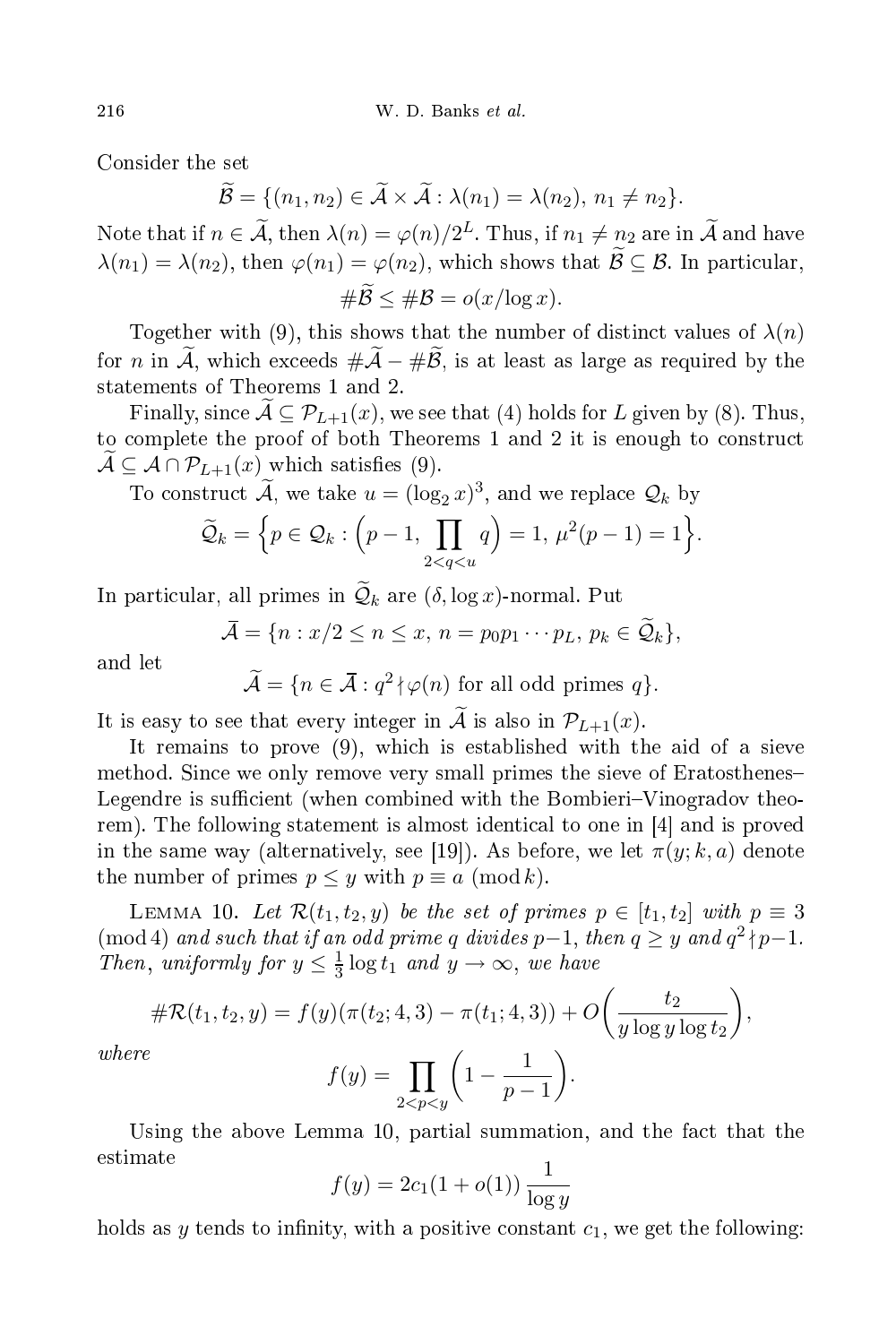Consider the set

$$\widetilde{\mathcal{B}} = \{(n_1, n_2) \in \widetilde{\mathcal{A}} \times \widetilde{\mathcal{A}} : \lambda(n_1) = \lambda(n_2),\ n_1 \neq n_2\}.$$

Note that if $n \in \widetilde{\mathcal{A}}$, then $\lambda(n) = \varphi(n)/2^L$. Thus, if $n_1 \neq n_2$ are in $\widetilde{\mathcal{A}}$ and have $\lambda(n_1) = \lambda(n_2)$, then $\varphi(n_1) = \varphi(n_2)$, which shows that $\widetilde{\mathcal{B}} \subseteq \mathcal{B}$. In particular,

$$\#\widetilde{\mathcal{B}} \leq \#\mathcal{B} = o(x/\log x).$$

Together with (9), this shows that the number of distinct values of $\lambda(n)$ for $n$ in $\widetilde{\mathcal{A}}$, which exceeds $\#\widetilde{\mathcal{A}} - \#\widetilde{\mathcal{B}}$, is at least as large as required by the statements of Theorems 1 and 2.

Finally, since $\widetilde{\mathcal{A}} \subseteq \mathcal{P}_{L+1}(x)$, we see that (4) holds for $L$ given by (8). Thus, to complete the proof of both Theorems 1 and 2 it is enough to construct $\widetilde{\mathcal{A}} \subseteq \mathcal{A} \cap \mathcal{P}_{L+1}(x)$ which satisfies (9).

To construct $\widetilde{\mathcal{A}}$, we take $u = (\log_2 x)^3$, and we replace $\mathcal{Q}_k$ by

$$\widetilde{\mathcal{Q}}_k = \Big\{p \in \mathcal{Q}_k : \Big(p-1, \prod_{2<q<u} q\Big) = 1,\ \mu^2(p-1) = 1\Big\}.$$

In particular, all primes in $\widetilde{\mathcal{Q}}_k$ are $(\delta, \log x)$-normal. Put

$$\bar{\mathcal{A}} = \{n : x/2 \leq n \leq x,\ n = p_0 p_1 \cdots p_L,\ p_k \in \widetilde{\mathcal{Q}}_k\},$$

and let

$$\widetilde{\mathcal{A}} = \{n \in \bar{\mathcal{A}} : q^2 \nmid \varphi(n) \text{ for all odd primes } q\}.$$

It is easy to see that every integer in $\widetilde{\mathcal{A}}$ is also in $\mathcal{P}_{L+1}(x)$.

It remains to prove (9), which is established with the aid of a sieve method. Since we only remove very small primes the sieve of Eratosthenes–Legendre is sufficient (when combined with the Bombieri–Vinogradov theorem). The following statement is almost identical to one in [4] and is proved in the same way (alternatively, see [19]). As before, we let $\pi(y; k, a)$ denote the number of primes $p \leq y$ with $p \equiv a \pmod k$.

Lemma 10. *Let $\mathcal{R}(t_1, t_2, y)$ be the set of primes $p \in [t_1, t_2]$ with $p \equiv 3 \pmod 4$ and such that if an odd prime $q$ divides $p-1$, then $q \geq y$ and $q^2 \nmid p-1$. Then, uniformly for $y \leq \frac{1}{3}\log t_1$ and $y \to \infty$, we have*

$$\#\mathcal{R}(t_1, t_2, y) = f(y)(\pi(t_2; 4, 3) - \pi(t_1; 4, 3)) + O\bigg(\frac{t_2}{y \log y \log t_2}\bigg),$$

*where*

$$f(y) = \prod_{2<p<y}\bigg(1 - \frac{1}{p-1}\bigg).$$

Using the above Lemma 10, partial summation, and the fact that the estimate

$$f(y) = 2c_1(1 + o(1))\,\frac{1}{\log y}$$

holds as $y$ tends to infinity, with a positive constant $c_1$, we get the following: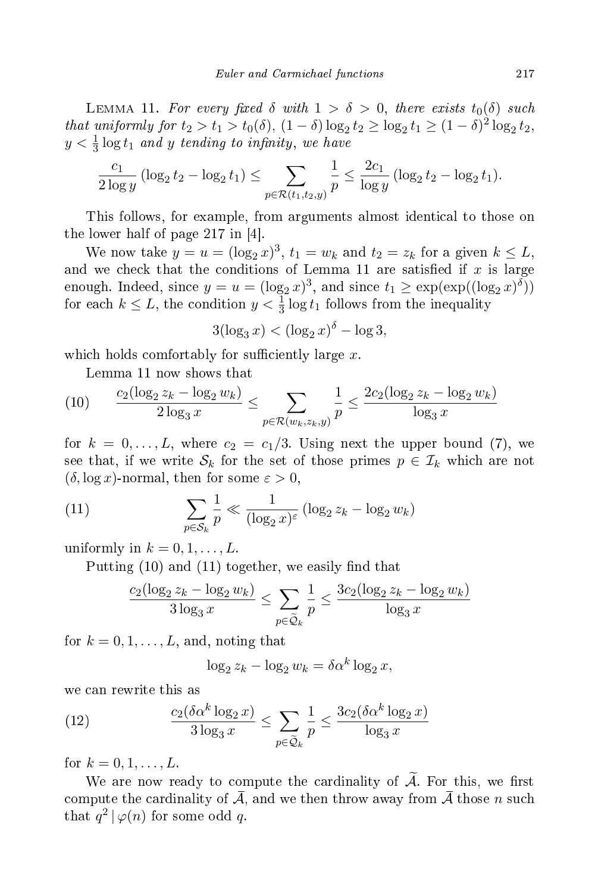LEMMA 11. *For every fixed $\delta$ with $1 > \delta > 0$, there exists $t_0(\delta)$ such that uniformly for $t_2 > t_1 > t_0(\delta)$, $(1-\delta)\log_2 t_2 \ge \log_2 t_1 \ge (1-\delta)^2 \log_2 t_2$, $y < \frac{1}{3}\log t_1$ and $y$ tending to infinity, we have*

$$\frac{c_1}{2\log y}(\log_2 t_2 - \log_2 t_1) \le \sum_{p\in\mathcal{R}(t_1,t_2,y)} \frac{1}{p} \le \frac{2c_1}{\log y}(\log_2 t_2 - \log_2 t_1).$$

This follows, for example, from arguments almost identical to those on the lower half of page 217 in [4].

We now take $y = u = (\log_2 x)^3$, $t_1 = w_k$ and $t_2 = z_k$ for a given $k \le L$, and we check that the conditions of Lemma 11 are satisfied if $x$ is large enough. Indeed, since $y = u = (\log_2 x)^3$, and since $t_1 \ge \exp(\exp((\log_2 x)^\delta))$ for each $k \le L$, the condition $y < \frac{1}{3}\log t_1$ follows from the inequality

$$3(\log_3 x) < (\log_2 x)^\delta - \log 3,$$

which holds comfortably for sufficiently large $x$.

Lemma 11 now shows that

$$\frac{c_2(\log_2 z_k - \log_2 w_k)}{2\log_3 x} \le \sum_{p\in\mathcal{R}(w_k,z_k,y)} \frac{1}{p} \le \frac{2c_2(\log_2 z_k - \log_2 w_k)}{\log_3 x} \tag{10}$$

for $k = 0,\dots,L$, where $c_2 = c_1/3$. Using next the upper bound (7), we see that, if we write $\mathcal{S}_k$ for the set of those primes $p \in \mathcal{I}_k$ which are not $(\delta,\log x)$-normal, then for some $\varepsilon > 0$,

$$\sum_{p\in\mathcal{S}_k} \frac{1}{p} \ll \frac{1}{(\log_2 x)^\varepsilon}(\log_2 z_k - \log_2 w_k) \tag{11}$$

uniformly in $k = 0,1,\dots,L$.

Putting (10) and (11) together, we easily find that

$$\frac{c_2(\log_2 z_k - \log_2 w_k)}{3\log_3 x} \le \sum_{p\in\widetilde{\mathcal{Q}}_k} \frac{1}{p} \le \frac{3c_2(\log_2 z_k - \log_2 w_k)}{\log_3 x}$$

for $k = 0,1,\dots,L$, and, noting that

$$\log_2 z_k - \log_2 w_k = \delta\alpha^k \log_2 x,$$

we can rewrite this as

$$\frac{c_2(\delta\alpha^k \log_2 x)}{3\log_3 x} \le \sum_{p\in\widetilde{\mathcal{Q}}_k} \frac{1}{p} \le \frac{3c_2(\delta\alpha^k\log_2 x)}{\log_3 x} \tag{12}$$

for $k = 0,1,\dots,L$.

We are now ready to compute the cardinality of $\widetilde{\mathcal{A}}$. For this, we first compute the cardinality of $\bar{\mathcal{A}}$, and we then throw away from $\bar{\mathcal{A}}$ those $n$ such that $q^2 \mid \varphi(n)$ for some odd $q$.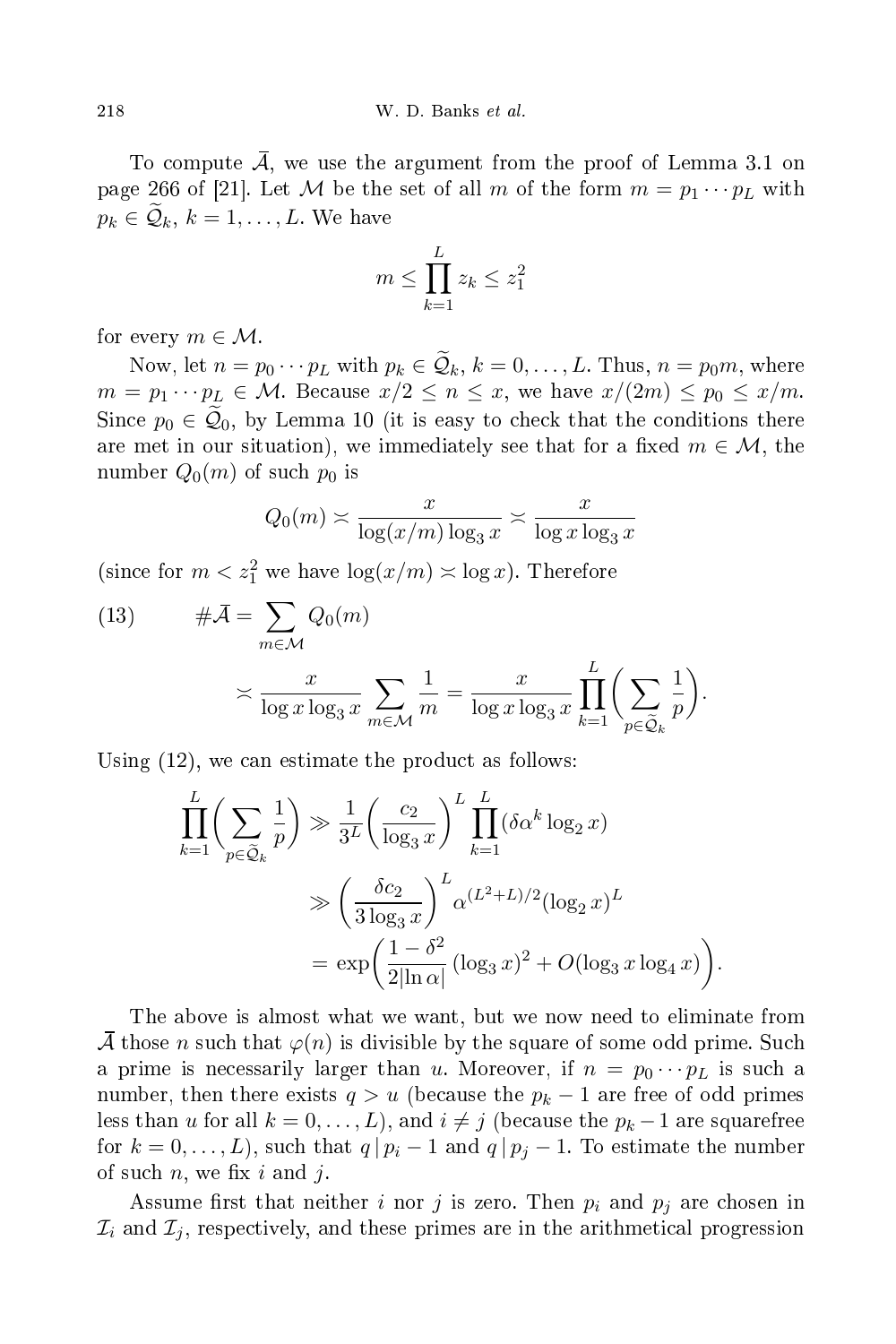To compute $\bar{\mathcal{A}}$, we use the argument from the proof of Lemma 3.1 on page 266 of [21]. Let $\mathcal{M}$ be the set of all $m$ of the form $m = p_1 \cdots p_L$ with $p_k \in \widetilde{\mathcal{Q}}_k$, $k = 1, \ldots, L$. We have

$$m \le \prod_{k=1}^{L} z_k \le z_1^2$$

for every $m \in \mathcal{M}$.

Now, let $n = p_0 \cdots p_L$ with $p_k \in \widetilde{\mathcal{Q}}_k$, $k = 0, \ldots, L$. Thus, $n = p_0 m$, where $m = p_1 \cdots p_L \in \mathcal{M}$. Because $x/2 \le n \le x$, we have $x/(2m) \le p_0 \le x/m$. Since $p_0 \in \widetilde{\mathcal{Q}}_0$, by Lemma 10 (it is easy to check that the conditions there are met in our situation), we immediately see that for a fixed $m \in \mathcal{M}$, the number $Q_0(m)$ of such $p_0$ is

$$Q_0(m) \asymp \frac{x}{\log(x/m)\log_3 x} \asymp \frac{x}{\log x \log_3 x}$$

(since for $m < z_1^2$ we have $\log(x/m) \asymp \log x$). Therefore

$$\begin{aligned}
(13) \qquad \#\bar{\mathcal{A}} &= \sum_{m \in \mathcal{M}} Q_0(m) \\
&\asymp \frac{x}{\log x \log_3 x} \sum_{m \in \mathcal{M}} \frac{1}{m} = \frac{x}{\log x \log_3 x} \prod_{k=1}^{L} \bigg( \sum_{p \in \widetilde{\mathcal{Q}}_k} \frac{1}{p} \bigg).
\end{aligned}$$

Using (12), we can estimate the product as follows:

$$\begin{aligned}
\prod_{k=1}^{L} \bigg( \sum_{p \in \widetilde{\mathcal{Q}}_k} \frac{1}{p} \bigg) &\gg \frac{1}{3^L} \bigg( \frac{c_2}{\log_3 x} \bigg)^L \prod_{k=1}^{L} (\delta \alpha^k \log_2 x) \\
&\gg \bigg( \frac{\delta c_2}{3 \log_3 x} \bigg)^L \alpha^{(L^2+L)/2} (\log_2 x)^L \\
&= \exp\bigg( \frac{1-\delta^2}{2|\ln \alpha|} (\log_3 x)^2 + O(\log_3 x \log_4 x) \bigg).
\end{aligned}$$

The above is almost what we want, but we now need to eliminate from $\bar{\mathcal{A}}$ those $n$ such that $\varphi(n)$ is divisible by the square of some odd prime. Such a prime is necessarily larger than $u$. Moreover, if $n = p_0 \cdots p_L$ is such a number, then there exists $q > u$ (because the $p_k - 1$ are free of odd primes less than $u$ for all $k = 0, \ldots, L$), and $i \ne j$ (because the $p_k - 1$ are squarefree for $k = 0, \ldots, L$), such that $q \mid p_i - 1$ and $q \mid p_j - 1$. To estimate the number of such $n$, we fix $i$ and $j$.

Assume first that neither $i$ nor $j$ is zero. Then $p_i$ and $p_j$ are chosen in $\mathcal{I}_i$ and $\mathcal{I}_j$, respectively, and these primes are in the arithmetical progression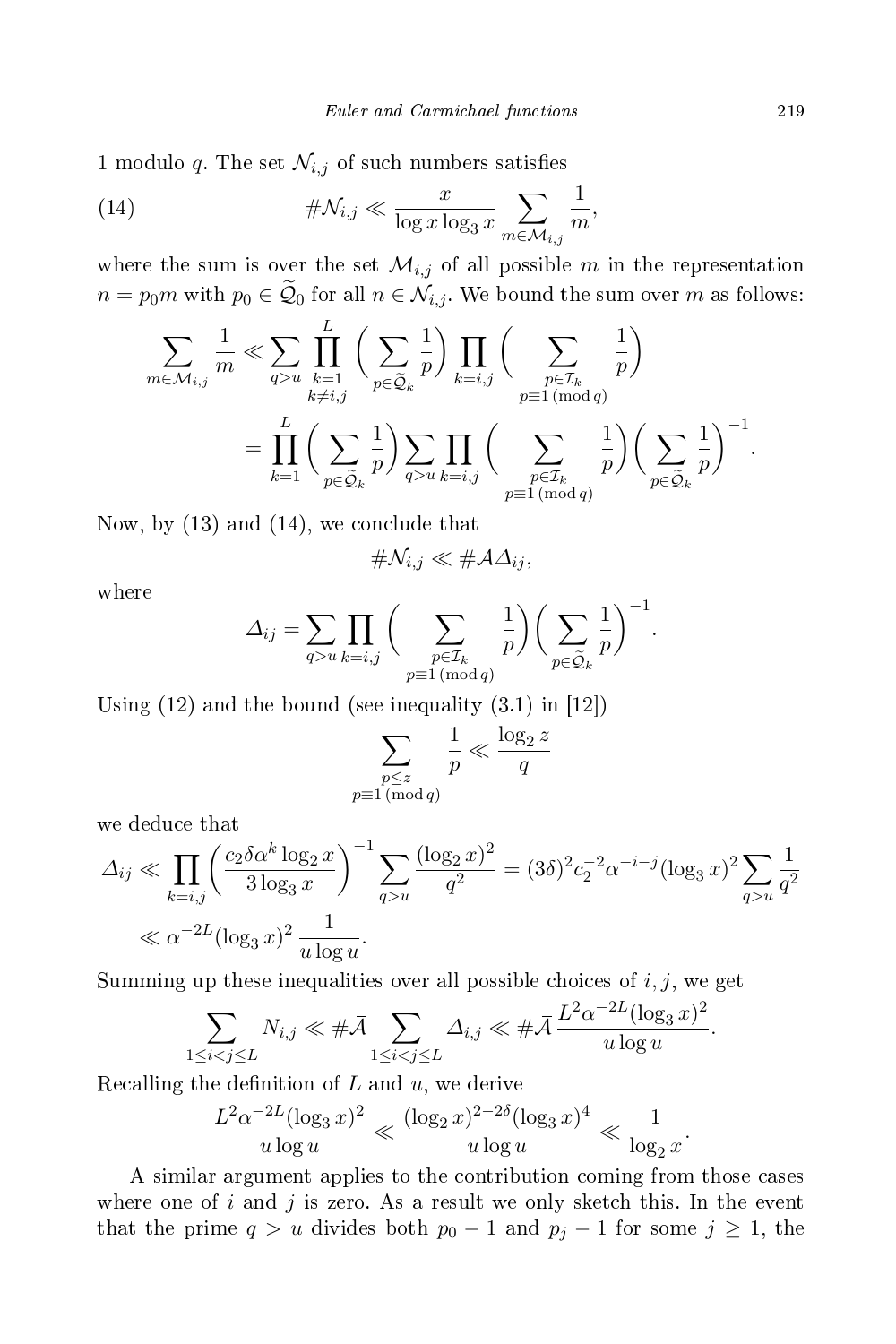1 modulo $q$. The set $\mathcal{N}_{i,j}$ of such numbers satisfies

$$\#\mathcal{N}_{i,j} \ll \frac{x}{\log x \log_3 x} \sum_{m \in \mathcal{M}_{i,j}} \frac{1}{m}, \tag{14}$$

where the sum is over the set $\mathcal{M}_{i,j}$ of all possible $m$ in the representation $n = p_0 m$ with $p_0 \in \widetilde{\mathcal{Q}}_0$ for all $n \in \mathcal{N}_{i,j}$. We bound the sum over $m$ as follows:

$$\sum_{m \in \mathcal{M}_{i,j}} \frac{1}{m} \ll \sum_{q > u} \prod_{\substack{k=1 \\ k \neq i,j}}^{L} \Big( \sum_{p \in \widetilde{\mathcal{Q}}_k} \frac{1}{p} \Big) \prod_{k=i,j} \Big( \sum_{\substack{p \in \mathcal{I}_k \\ p \equiv 1 \,(\mathrm{mod}\, q)}} \frac{1}{p} \Big)$$

$$= \prod_{k=1}^{L} \Big( \sum_{p \in \widetilde{\mathcal{Q}}_k} \frac{1}{p} \Big) \sum_{q > u} \prod_{k=i,j} \Big( \sum_{\substack{p \in \mathcal{I}_k \\ p \equiv 1 \,(\mathrm{mod}\, q)}} \frac{1}{p} \Big) \Big( \sum_{p \in \widetilde{\mathcal{Q}}_k} \frac{1}{p} \Big)^{-1}.$$

Now, by (13) and (14), we conclude that

$$\#\mathcal{N}_{i,j} \ll \#\bar{\mathcal{A}} \Delta_{ij},$$

where

$$\Delta_{ij} = \sum_{q > u} \prod_{k=i,j} \Big( \sum_{\substack{p \in \mathcal{I}_k \\ p \equiv 1 \,(\mathrm{mod}\, q)}} \frac{1}{p} \Big) \Big( \sum_{p \in \widetilde{\mathcal{Q}}_k} \frac{1}{p} \Big)^{-1}.$$

Using (12) and the bound (see inequality (3.1) in [12])

$$\sum_{\substack{p \le z \\ p \equiv 1 \,(\mathrm{mod}\, q)}} \frac{1}{p} \ll \frac{\log_2 z}{q}$$

we deduce that

$$\Delta_{ij} \ll \prod_{k=i,j} \Big( \frac{c_2 \delta \alpha^k \log_2 x}{3 \log_3 x} \Big)^{-1} \sum_{q > u} \frac{(\log_2 x)^2}{q^2} = (3\delta)^2 c_2^{-2} \alpha^{-i-j} (\log_3 x)^2 \sum_{q > u} \frac{1}{q^2}$$

$$\ll \alpha^{-2L} (\log_3 x)^2 \, \frac{1}{u \log u}.$$

Summing up these inequalities over all possible choices of $i, j$, we get

$$\sum_{1 \le i < j \le L} N_{i,j} \ll \#\bar{\mathcal{A}} \sum_{1 \le i < j \le L} \Delta_{i,j} \ll \#\bar{\mathcal{A}} \, \frac{L^2 \alpha^{-2L} (\log_3 x)^2}{u \log u}.$$

Recalling the definition of $L$ and $u$, we derive

$$\frac{L^2 \alpha^{-2L} (\log_3 x)^2}{u \log u} \ll \frac{(\log_2 x)^{2-2\delta} (\log_3 x)^4}{u \log u} \ll \frac{1}{\log_2 x}.$$

A similar argument applies to the contribution coming from those cases where one of $i$ and $j$ is zero. As a result we only sketch this. In the event that the prime $q > u$ divides both $p_0 - 1$ and $p_j - 1$ for some $j \ge 1$, the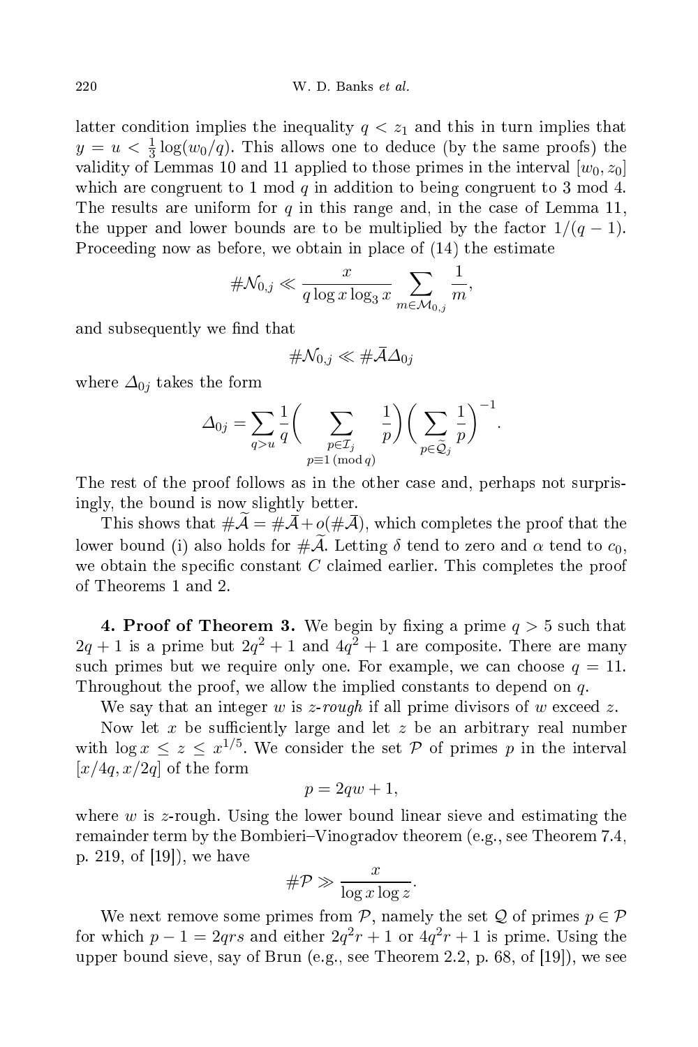latter condition implies the inequality $q < z_1$ and this in turn implies that $y = u < \frac{1}{3}\log(w_0/q)$. This allows one to deduce (by the same proofs) the validity of Lemmas 10 and 11 applied to those primes in the interval $[w_0, z_0]$ which are congruent to 1 mod $q$ in addition to being congruent to 3 mod 4. The results are uniform for $q$ in this range and, in the case of Lemma 11, the upper and lower bounds are to be multiplied by the factor $1/(q-1)$. Proceeding now as before, we obtain in place of (14) the estimate

$$\#\mathcal{N}_{0,j} \ll \frac{x}{q \log x \log_3 x} \sum_{m \in \mathcal{M}_{0,j}} \frac{1}{m},$$

and subsequently we find that

$$\#\mathcal{N}_{0,j} \ll \#\bar{\mathcal{A}} \Delta_{0j}$$

where $\Delta_{0j}$ takes the form

$$\Delta_{0j} = \sum_{q>u} \frac{1}{q} \Bigg( \sum_{\substack{p \in \mathcal{I}_j \\ p \equiv 1 \pmod q}} \frac{1}{p} \Bigg) \Bigg( \sum_{p \in \widetilde{\mathcal{Q}}_j} \frac{1}{p} \Bigg)^{-1}.$$

The rest of the proof follows as in the other case and, perhaps not surprisingly, the bound is now slightly better.

This shows that $\#\widetilde{\mathcal{A}} = \#\bar{\mathcal{A}} + o(\#\bar{\mathcal{A}})$, which completes the proof that the lower bound (i) also holds for $\#\widetilde{\mathcal{A}}$. Letting $\delta$ tend to zero and $\alpha$ tend to $c_0$, we obtain the specific constant $C$ claimed earlier. This completes the proof of Theorems 1 and 2.

**4. Proof of Theorem 3.** We begin by fixing a prime $q > 5$ such that $2q+1$ is a prime but $2q^2+1$ and $4q^2+1$ are composite. There are many such primes but we require only one. For example, we can choose $q = 11$. Throughout the proof, we allow the implied constants to depend on $q$.

We say that an integer $w$ is *z-rough* if all prime divisors of $w$ exceed $z$.

Now let $x$ be sufficiently large and let $z$ be an arbitrary real number with $\log x \le z \le x^{1/5}$. We consider the set $\mathcal{P}$ of primes $p$ in the interval $[x/4q, x/2q]$ of the form

$$p = 2qw + 1,$$

where $w$ is $z$-rough. Using the lower bound linear sieve and estimating the remainder term by the Bombieri–Vinogradov theorem (e.g., see Theorem 7.4, p. 219, of [19]), we have

$$\#\mathcal{P} \gg \frac{x}{\log x \log z}.$$

We next remove some primes from $\mathcal{P}$, namely the set $\mathcal{Q}$ of primes $p \in \mathcal{P}$ for which $p - 1 = 2qrs$ and either $2q^2r + 1$ or $4q^2r + 1$ is prime. Using the upper bound sieve, say of Brun (e.g., see Theorem 2.2, p. 68, of [19]), we see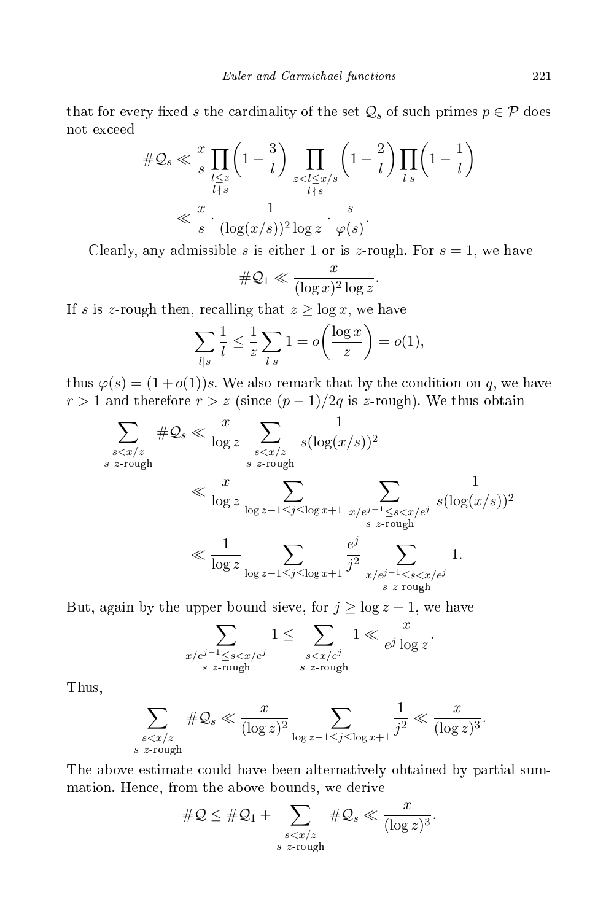that for every fixed $s$ the cardinality of the set $\mathcal{Q}_s$ of such primes $p \in \mathcal{P}$ does not exceed

$$
\begin{aligned}
\#\mathcal{Q}_s &\ll \frac{x}{s} \prod_{\substack{l \le z \\ l \nmid s}} \left(1 - \frac{3}{l}\right) \prod_{\substack{z < l \le x/s \\ l \nmid s}} \left(1 - \frac{2}{l}\right) \prod_{l \mid s} \left(1 - \frac{1}{l}\right) \\
&\ll \frac{x}{s} \cdot \frac{1}{(\log(x/s))^2 \log z} \cdot \frac{s}{\varphi(s)}.
\end{aligned}
$$

Clearly, any admissible $s$ is either 1 or is $z$-rough. For $s = 1$, we have

$$
\#\mathcal{Q}_1 \ll \frac{x}{(\log x)^2 \log z}.
$$

If $s$ is $z$-rough then, recalling that $z \ge \log x$, we have

$$
\sum_{l \mid s} \frac{1}{l} \le \frac{1}{z} \sum_{l \mid s} 1 = o\left(\frac{\log x}{z}\right) = o(1),
$$

thus $\varphi(s) = (1 + o(1))s$. We also remark that by the condition on $q$, we have $r > 1$ and therefore $r > z$ (since $(p-1)/2q$ is $z$-rough). We thus obtain

$$
\begin{aligned}
\sum_{\substack{s < x/z \\ s\ z\text{-rough}}} \#\mathcal{Q}_s &\ll \frac{x}{\log z} \sum_{\substack{s < x/z \\ s\ z\text{-rough}}} \frac{1}{s(\log(x/s))^2} \\
&\ll \frac{x}{\log z} \sum_{\log z - 1 \le j \le \log x + 1} \ \sum_{\substack{x/e^{j-1} \le s < x/e^j \\ s\ z\text{-rough}}} \frac{1}{s(\log(x/s))^2} \\
&\ll \frac{1}{\log z} \sum_{\log z - 1 \le j \le \log x + 1} \frac{e^j}{j^2} \sum_{\substack{x/e^{j-1} \le s < x/e^j \\ s\ z\text{-rough}}} 1.
\end{aligned}
$$

But, again by the upper bound sieve, for $j \ge \log z - 1$, we have

$$
\sum_{\substack{x/e^{j-1} \le s < x/e^j \\ s\ z\text{-rough}}} 1 \le \sum_{\substack{s < x/e^j \\ s\ z\text{-rough}}} 1 \ll \frac{x}{e^j \log z}.
$$

Thus,

$$
\sum_{\substack{s < x/z \\ s\ z\text{-rough}}} \#\mathcal{Q}_s \ll \frac{x}{(\log z)^2} \sum_{\log z - 1 \le j \le \log x + 1} \frac{1}{j^2} \ll \frac{x}{(\log z)^3}.
$$

The above estimate could have been alternatively obtained by partial summation. Hence, from the above bounds, we derive

$$
\#\mathcal{Q} \le \#\mathcal{Q}_1 + \sum_{\substack{s < x/z \\ s\ z\text{-rough}}} \#\mathcal{Q}_s \ll \frac{x}{(\log z)^3}.
$$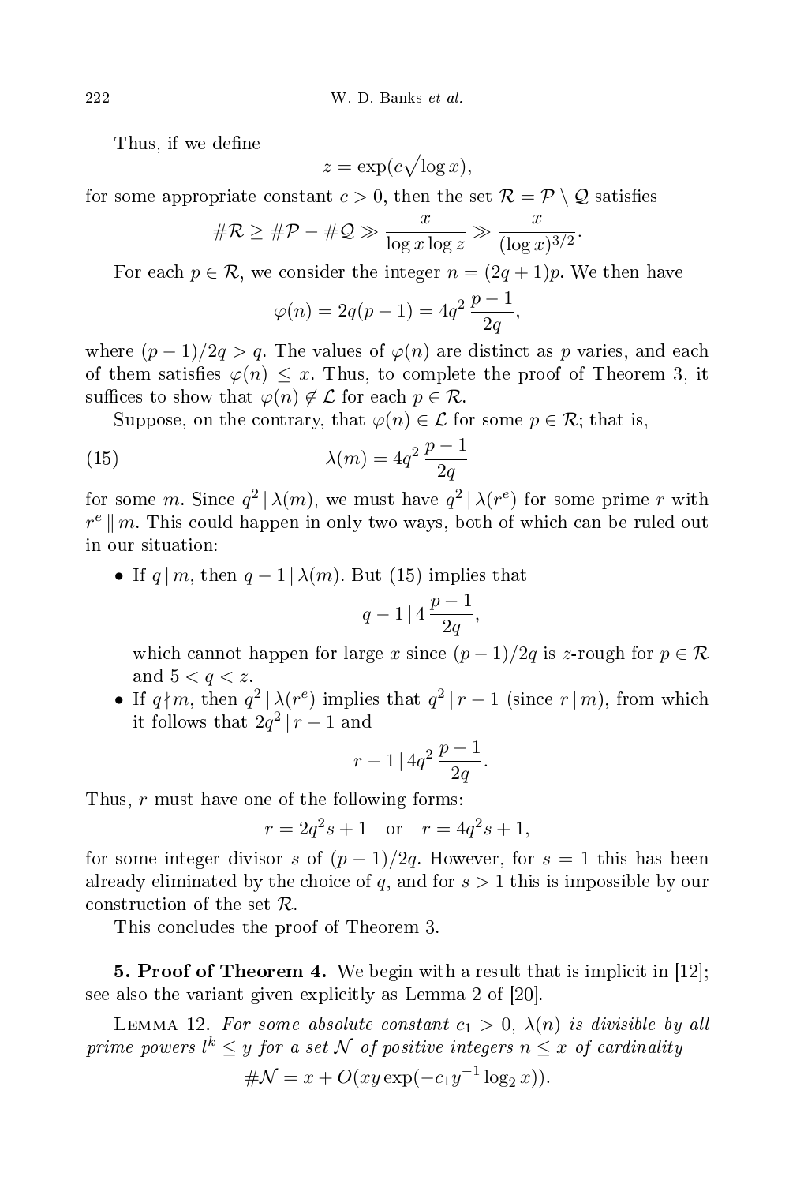Thus, if we define

$$z = \exp(c\sqrt{\log x}),$$

for some appropriate constant $c > 0$, then the set $\mathcal{R} = \mathcal{P} \setminus \mathcal{Q}$ satisfies

$$\#\mathcal{R} \ge \#\mathcal{P} - \#\mathcal{Q} \gg \frac{x}{\log x \log z} \gg \frac{x}{(\log x)^{3/2}}.$$

For each $p \in \mathcal{R}$, we consider the integer $n = (2q+1)p$. We then have

$$\varphi(n) = 2q(p-1) = 4q^2\,\frac{p-1}{2q},$$

where $(p-1)/2q > q$. The values of $\varphi(n)$ are distinct as $p$ varies, and each of them satisfies $\varphi(n) \le x$. Thus, to complete the proof of Theorem 3, it suffices to show that $\varphi(n) \notin \mathcal{L}$ for each $p \in \mathcal{R}$.

Suppose, on the contrary, that $\varphi(n) \in \mathcal{L}$ for some $p \in \mathcal{R}$; that is,

$$\lambda(m) = 4q^2\,\frac{p-1}{2q} \tag{15}$$

for some $m$. Since $q^2 \mid \lambda(m)$, we must have $q^2 \mid \lambda(r^e)$ for some prime $r$ with $r^e \,\|\, m$. This could happen in only two ways, both of which can be ruled out in our situation:

- If $q \mid m$, then $q - 1 \mid \lambda(m)$. But (15) implies that
$$q - 1 \mid 4\,\frac{p-1}{2q},$$
which cannot happen for large $x$ since $(p-1)/2q$ is $z$-rough for $p \in \mathcal{R}$ and $5 < q < z$.
- If $q \nmid m$, then $q^2 \mid \lambda(r^e)$ implies that $q^2 \mid r - 1$ (since $r \mid m$), from which it follows that $2q^2 \mid r-1$ and
$$r - 1 \mid 4q^2\,\frac{p-1}{2q}.$$

Thus, $r$ must have one of the following forms:

$$r = 2q^2 s + 1 \quad \text{or} \quad r = 4q^2 s + 1,$$

for some integer divisor $s$ of $(p-1)/2q$. However, for $s = 1$ this has been already eliminated by the choice of $q$, and for $s > 1$ this is impossible by our construction of the set $\mathcal{R}$.

This concludes the proof of Theorem 3.

**5. Proof of Theorem 4.** We begin with a result that is implicit in [12]; see also the variant given explicitly as Lemma 2 of [20].

Lemma 12. *For some absolute constant $c_1 > 0$, $\lambda(n)$ is divisible by all prime powers $l^k \le y$ for a set $\mathcal{N}$ of positive integers $n \le x$ of cardinality*

$$\#\mathcal{N} = x + O(xy\exp(-c_1 y^{-1}\log_2 x)).$$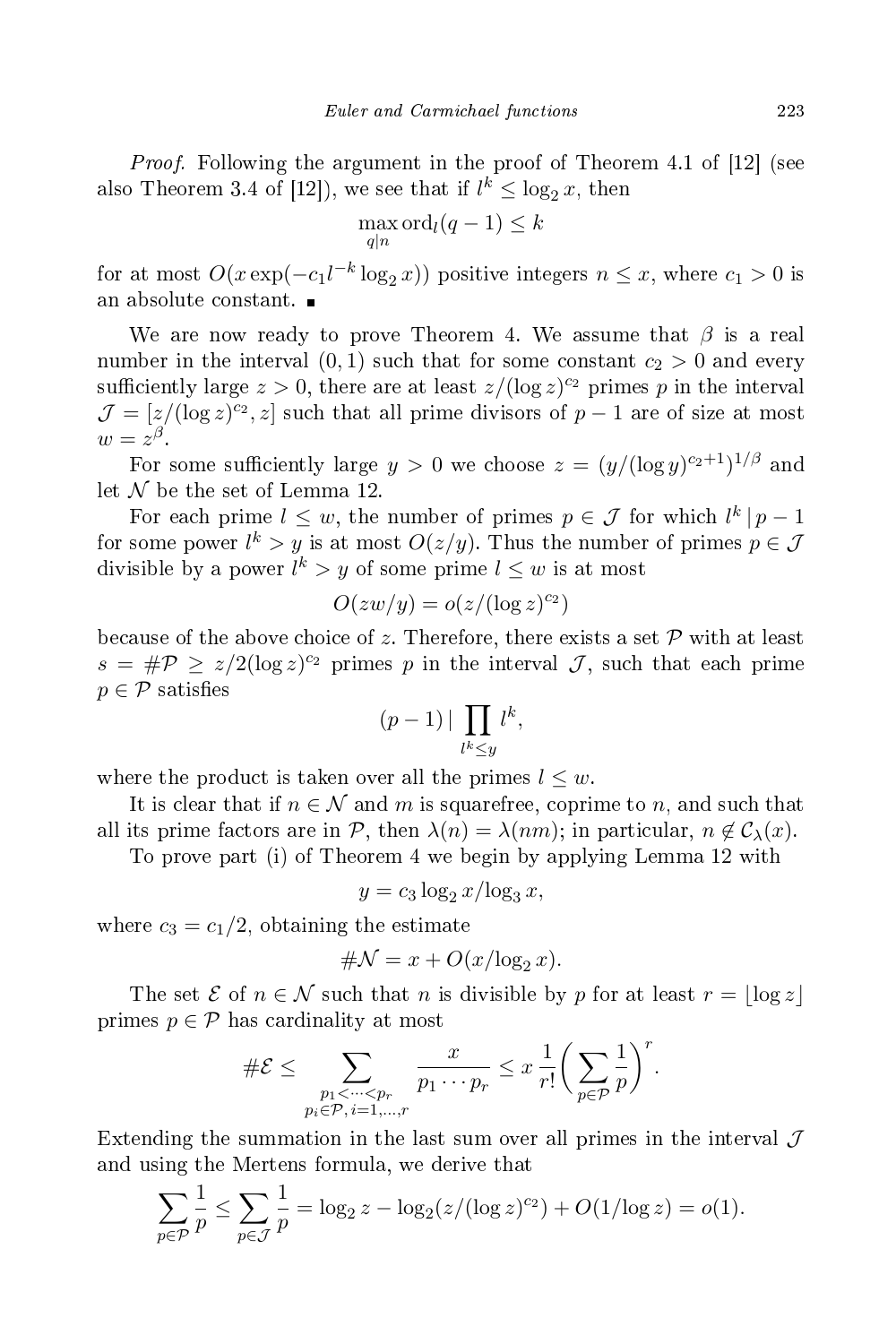*Proof.* Following the argument in the proof of Theorem 4.1 of [12] (see also Theorem 3.4 of [12]), we see that if $l^k \le \log_2 x$, then

$$\max_{q|n} \mathrm{ord}_l(q-1) \le k$$

for at most $O(x\exp(-c_1 l^{-k}\log_2 x))$ positive integers $n \le x$, where $c_1 > 0$ is an absolute constant. ■

We are now ready to prove Theorem 4. We assume that $\beta$ is a real number in the interval $(0,1)$ such that for some constant $c_2 > 0$ and every sufficiently large $z > 0$, there are at least $z/(\log z)^{c_2}$ primes $p$ in the interval $\mathcal{J} = [z/(\log z)^{c_2}, z]$ such that all prime divisors of $p-1$ are of size at most $w = z^\beta$.

For some sufficiently large $y > 0$ we choose $z = (y/(\log y)^{c_2+1})^{1/\beta}$ and let $\mathcal{N}$ be the set of Lemma 12.

For each prime $l \le w$, the number of primes $p \in \mathcal{J}$ for which $l^k \mid p-1$ for some power $l^k > y$ is at most $O(z/y)$. Thus the number of primes $p \in \mathcal{J}$ divisible by a power $l^k > y$ of some prime $l \le w$ is at most

$$O(zw/y) = o(z/(\log z)^{c_2})$$

because of the above choice of $z$. Therefore, there exists a set $\mathcal{P}$ with at least $s = \#\mathcal{P} \ge z/2(\log z)^{c_2}$ primes $p$ in the interval $\mathcal{J}$, such that each prime $p \in \mathcal{P}$ satisfies

$$(p-1) \mid \prod_{l^k \le y} l^k,$$

where the product is taken over all the primes $l \le w$.

It is clear that if $n \in \mathcal{N}$ and $m$ is squarefree, coprime to $n$, and such that all its prime factors are in $\mathcal{P}$, then $\lambda(n) = \lambda(nm)$; in particular, $n \notin \mathcal{C}_\lambda(x)$.

To prove part (i) of Theorem 4 we begin by applying Lemma 12 with

$$y = c_3 \log_2 x/\log_3 x,$$

where $c_3 = c_1/2$, obtaining the estimate

$$\#\mathcal{N} = x + O(x/\log_2 x).$$

The set $\mathcal{E}$ of $n \in \mathcal{N}$ such that $n$ is divisible by $p$ for at least $r = \lfloor \log z \rfloor$ primes $p \in \mathcal{P}$ has cardinality at most

$$\#\mathcal{E} \le \sum_{\substack{p_1 < \cdots < p_r \\ p_i \in \mathcal{P},\, i=1,\ldots,r}} \frac{x}{p_1 \cdots p_r} \le x\,\frac{1}{r!}\bigg(\sum_{p\in\mathcal{P}} \frac{1}{p}\bigg)^r.$$

Extending the summation in the last sum over all primes in the interval $\mathcal{J}$ and using the Mertens formula, we derive that

$$\sum_{p\in\mathcal{P}} \frac{1}{p} \le \sum_{p\in\mathcal{J}} \frac{1}{p} = \log_2 z - \log_2(z/(\log z)^{c_2}) + O(1/\log z) = o(1).$$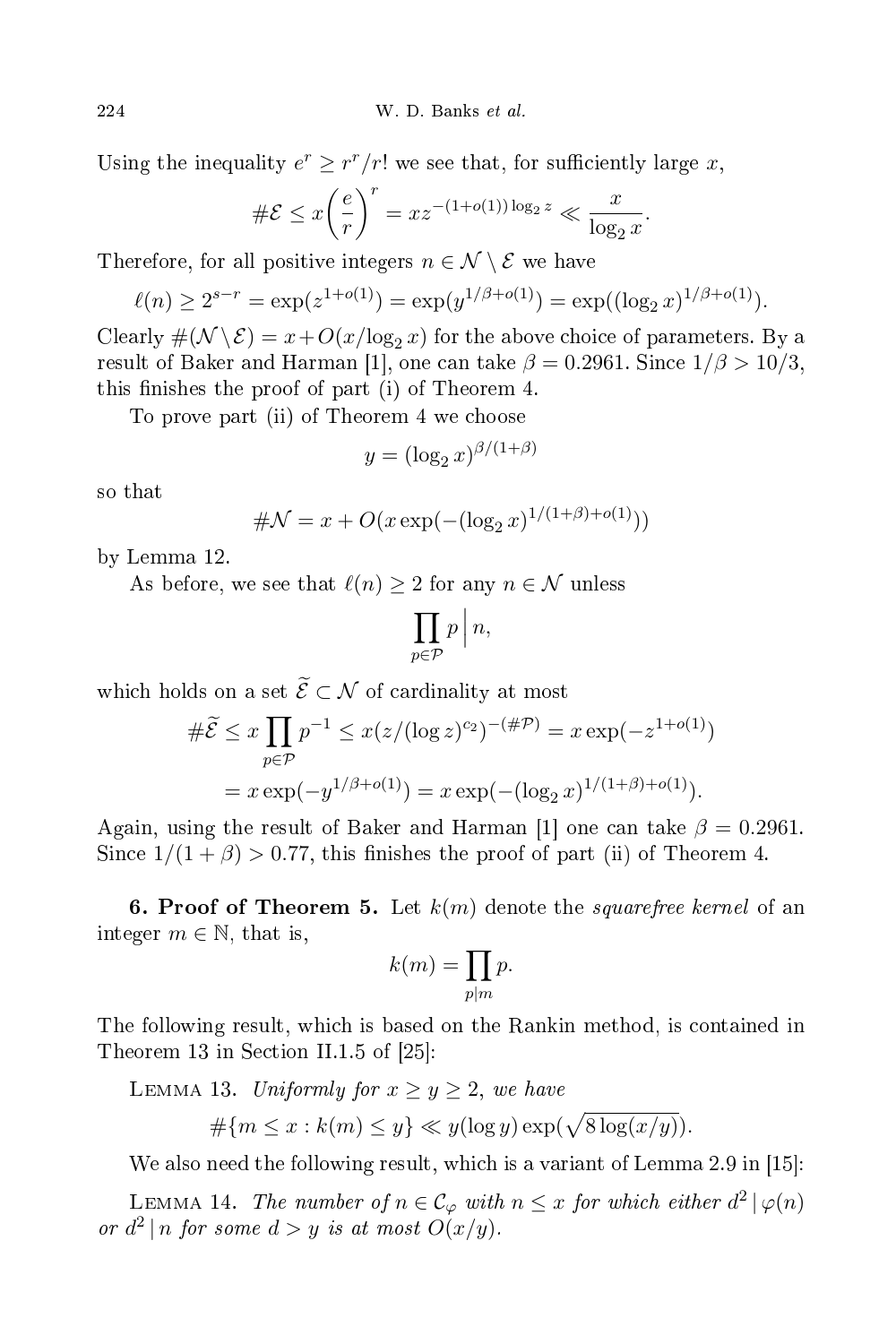Using the inequality $e^r \geq r^r/r!$ we see that, for sufficiently large $x$,

$$\#\mathcal{E} \leq x\left(\frac{e}{r}\right)^r = xz^{-(1+o(1))\log_2 z} \ll \frac{x}{\log_2 x}.$$

Therefore, for all positive integers $n \in \mathcal{N} \setminus \mathcal{E}$ we have

$$\ell(n) \geq 2^{s-r} = \exp(z^{1+o(1)}) = \exp(y^{1/\beta+o(1)}) = \exp((\log_2 x)^{1/\beta+o(1)}).$$

Clearly $\#(\mathcal{N} \setminus \mathcal{E}) = x + O(x/\log_2 x)$ for the above choice of parameters. By a result of Baker and Harman [1], one can take $\beta = 0.2961$. Since $1/\beta > 10/3$, this finishes the proof of part (i) of Theorem 4.

To prove part (ii) of Theorem 4 we choose

$$y = (\log_2 x)^{\beta/(1+\beta)}$$

so that

$$\#\mathcal{N} = x + O(x\exp(-(\log_2 x)^{1/(1+\beta)+o(1)}))$$

by Lemma 12.

As before, we see that $\ell(n) \geq 2$ for any $n \in \mathcal{N}$ unless

$$\prod_{p \in \mathcal{P}} p \,\Big|\, n,$$

which holds on a set $\widetilde{\mathcal{E}} \subset \mathcal{N}$ of cardinality at most

$$\begin{aligned}\#\widetilde{\mathcal{E}} &\leq x\prod_{p\in\mathcal{P}} p^{-1} \leq x(z/(\log z)^{c_2})^{-(\#\mathcal{P})} = x\exp(-z^{1+o(1)}) \\ &= x\exp(-y^{1/\beta+o(1)}) = x\exp(-(\log_2 x)^{1/(1+\beta)+o(1)}).\end{aligned}$$

Again, using the result of Baker and Harman [1] one can take $\beta = 0.2961$. Since $1/(1+\beta) > 0.77$, this finishes the proof of part (ii) of Theorem 4.

**6. Proof of Theorem 5.** Let $k(m)$ denote the *squarefree kernel* of an integer $m \in \mathbb{N}$, that is,

$$k(m) = \prod_{p \mid m} p.$$

The following result, which is based on the Rankin method, is contained in Theorem 13 in Section II.1.5 of [25]:

Lemma 13. *Uniformly for $x \geq y \geq 2$, we have*

$$\#\{m \leq x : k(m) \leq y\} \ll y(\log y)\exp(\sqrt{8\log(x/y)}).$$

We also need the following result, which is a variant of Lemma 2.9 in [15]:

Lemma 14. *The number of $n \in \mathcal{C}_\varphi$ with $n \leq x$ for which either $d^2 \mid \varphi(n)$ or $d^2 \mid n$ for some $d > y$ is at most $O(x/y)$.*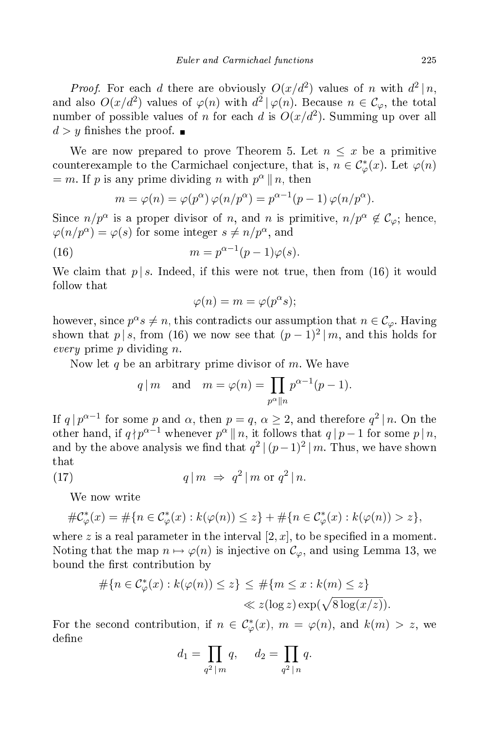*Proof.* For each $d$ there are obviously $O(x/d^2)$ values of $n$ with $d^2 \mid n$, and also $O(x/d^2)$ values of $\varphi(n)$ with $d^2 \mid \varphi(n)$. Because $n \in \mathcal{C}_\varphi$, the total number of possible values of $n$ for each $d$ is $O(x/d^2)$. Summing up over all $d > y$ finishes the proof. ∎

We are now prepared to prove Theorem 5. Let $n \le x$ be a primitive counterexample to the Carmichael conjecture, that is, $n \in \mathcal{C}_\varphi^*(x)$. Let $\varphi(n) = m$. If $p$ is any prime dividing $n$ with $p^\alpha \parallel n$, then

$$m = \varphi(n) = \varphi(p^\alpha)\,\varphi(n/p^\alpha) = p^{\alpha-1}(p-1)\,\varphi(n/p^\alpha).$$

Since $n/p^\alpha$ is a proper divisor of $n$, and $n$ is primitive, $n/p^\alpha \notin \mathcal{C}_\varphi$; hence, $\varphi(n/p^\alpha) = \varphi(s)$ for some integer $s \ne n/p^\alpha$, and

$$m = p^{\alpha-1}(p-1)\varphi(s). \tag{16}$$

We claim that $p \mid s$. Indeed, if this were not true, then from (16) it would follow that

$$\varphi(n) = m = \varphi(p^\alpha s);$$

however, since $p^\alpha s \ne n$, this contradicts our assumption that $n \in \mathcal{C}_\varphi$. Having shown that $p \mid s$, from (16) we now see that $(p-1)^2 \mid m$, and this holds for *every* prime $p$ dividing $n$.

Now let $q$ be an arbitrary prime divisor of $m$. We have

$$q \mid m \quad \text{and} \quad m = \varphi(n) = \prod_{p^\alpha \parallel n} p^{\alpha-1}(p-1).$$

If $q \mid p^{\alpha-1}$ for some $p$ and $\alpha$, then $p = q$, $\alpha \ge 2$, and therefore $q^2 \mid n$. On the other hand, if $q \nmid p^{\alpha-1}$ whenever $p^\alpha \parallel n$, it follows that $q \mid p-1$ for some $p \mid n$, and by the above analysis we find that $q^2 \mid (p-1)^2 \mid m$. Thus, we have shown that

$$q \mid m \;\Rightarrow\; q^2 \mid m \text{ or } q^2 \mid n. \tag{17}$$

We now write

$$\#\mathcal{C}_\varphi^*(x) = \#\{n \in \mathcal{C}_\varphi^*(x) : k(\varphi(n)) \le z\} + \#\{n \in \mathcal{C}_\varphi^*(x) : k(\varphi(n)) > z\},$$

where $z$ is a real parameter in the interval $[2, x]$, to be specified in a moment. Noting that the map $n \mapsto \varphi(n)$ is injective on $\mathcal{C}_\varphi$, and using Lemma 13, we bound the first contribution by

$$\begin{aligned}\#\{n \in \mathcal{C}_\varphi^*(x) : k(\varphi(n)) \le z\} &\le \#\{m \le x : k(m) \le z\} \\ &\ll z(\log z)\exp(\sqrt{8\log(x/z)}).\end{aligned}$$

For the second contribution, if $n \in \mathcal{C}_\varphi^*(x)$, $m = \varphi(n)$, and $k(m) > z$, we define

$$d_1 = \prod_{q^2 \mid m} q, \qquad d_2 = \prod_{q^2 \mid n} q.$$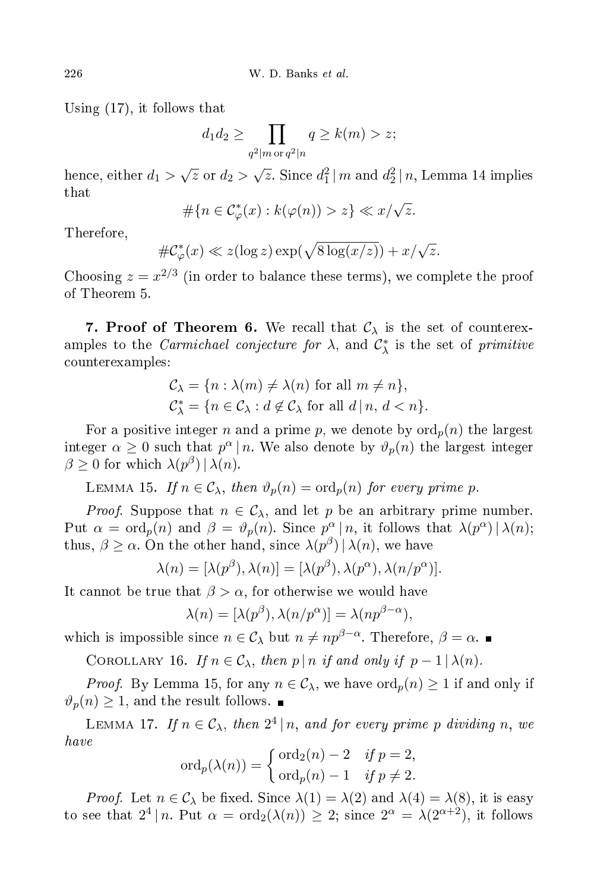Using (17), it follows that

$$d_1 d_2 \geq \prod_{q^2 \mid m \text{ or } q^2 \mid n} q \geq k(m) > z;$$

hence, either $d_1 > \sqrt{z}$ or $d_2 > \sqrt{z}$. Since $d_1^2 \mid m$ and $d_2^2 \mid n$, Lemma 14 implies that

$$\#\{n \in \mathcal{C}_\varphi^*(x) : k(\varphi(n)) > z\} \ll x/\sqrt{z}.$$

Therefore,

$$\#\mathcal{C}_\varphi^*(x) \ll z(\log z)\exp(\sqrt{8\log(x/z)}) + x/\sqrt{z}.$$

Choosing $z = x^{2/3}$ (in order to balance these terms), we complete the proof of Theorem 5.

**7. Proof of Theorem 6.** We recall that $\mathcal{C}_\lambda$ is the set of counterexamples to the *Carmichael conjecture for* $\lambda$, and $\mathcal{C}_\lambda^*$ is the set of *primitive* counterexamples:

$$\mathcal{C}_\lambda = \{n : \lambda(m) \neq \lambda(n) \text{ for all } m \neq n\},$$
$$\mathcal{C}_\lambda^* = \{n \in \mathcal{C}_\lambda : d \notin \mathcal{C}_\lambda \text{ for all } d \mid n,\ d < n\}.$$

For a positive integer $n$ and a prime $p$, we denote by $\operatorname{ord}_p(n)$ the largest integer $\alpha \geq 0$ such that $p^\alpha \mid n$. We also denote by $\vartheta_p(n)$ the largest integer $\beta \geq 0$ for which $\lambda(p^\beta) \mid \lambda(n)$.

Lemma 15. *If $n \in \mathcal{C}_\lambda$, then $\vartheta_p(n) = \operatorname{ord}_p(n)$ for every prime $p$.*

*Proof.* Suppose that $n \in \mathcal{C}_\lambda$, and let $p$ be an arbitrary prime number. Put $\alpha = \operatorname{ord}_p(n)$ and $\beta = \vartheta_p(n)$. Since $p^\alpha \mid n$, it follows that $\lambda(p^\alpha) \mid \lambda(n)$; thus, $\beta \geq \alpha$. On the other hand, since $\lambda(p^\beta) \mid \lambda(n)$, we have

$$\lambda(n) = [\lambda(p^\beta), \lambda(n)] = [\lambda(p^\beta), \lambda(p^\alpha), \lambda(n/p^\alpha)].$$

It cannot be true that $\beta > \alpha$, for otherwise we would have

$$\lambda(n) = [\lambda(p^\beta), \lambda(n/p^\alpha)] = \lambda(np^{\beta-\alpha}),$$

which is impossible since $n \in \mathcal{C}_\lambda$ but $n \neq np^{\beta-\alpha}$. Therefore, $\beta = \alpha$. ∎

Corollary 16. *If $n \in \mathcal{C}_\lambda$, then $p \mid n$ if and only if $p - 1 \mid \lambda(n)$.*

*Proof.* By Lemma 15, for any $n \in \mathcal{C}_\lambda$, we have $\operatorname{ord}_p(n) \geq 1$ if and only if $\vartheta_p(n) \geq 1$, and the result follows. ∎

Lemma 17. *If $n \in \mathcal{C}_\lambda$, then $2^4 \mid n$, and for every prime $p$ dividing $n$, we have*

$$\operatorname{ord}_p(\lambda(n)) = \begin{cases} \operatorname{ord}_2(n) - 2 & \text{if } p = 2, \\ \operatorname{ord}_p(n) - 1 & \text{if } p \neq 2. \end{cases}$$

*Proof.* Let $n \in \mathcal{C}_\lambda$ be fixed. Since $\lambda(1) = \lambda(2)$ and $\lambda(4) = \lambda(8)$, it is easy to see that $2^4 \mid n$. Put $\alpha = \operatorname{ord}_2(\lambda(n)) \geq 2$; since $2^\alpha = \lambda(2^{\alpha+2})$, it follows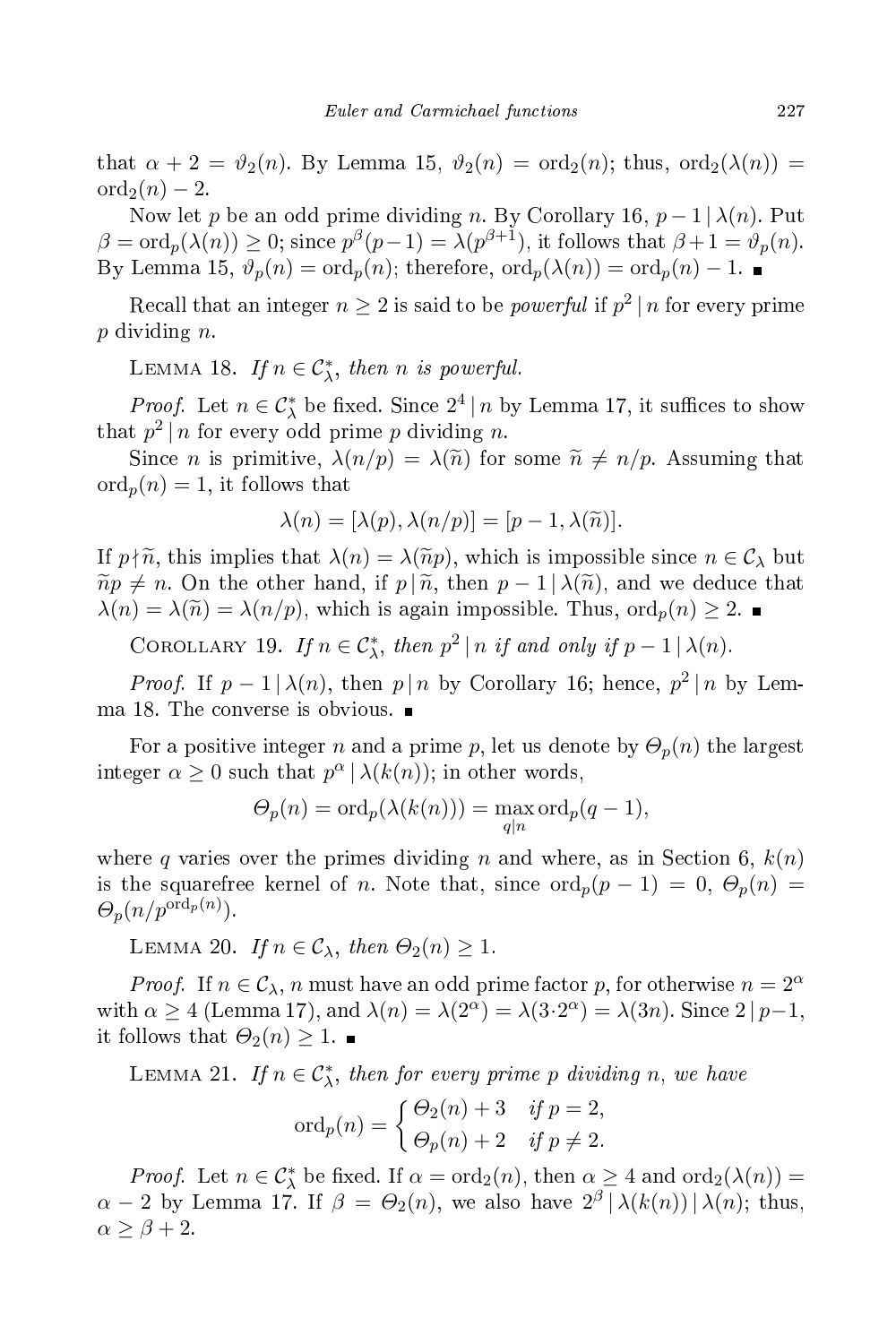that $\alpha + 2 = \vartheta_2(n)$. By Lemma 15, $\vartheta_2(n) = \mathrm{ord}_2(n)$; thus, $\mathrm{ord}_2(\lambda(n)) = \mathrm{ord}_2(n) - 2$.

Now let $p$ be an odd prime dividing $n$. By Corollary 16, $p - 1 \mid \lambda(n)$. Put $\beta = \mathrm{ord}_p(\lambda(n)) \geq 0$; since $p^\beta(p-1) = \lambda(p^{\beta+1})$, it follows that $\beta + 1 = \vartheta_p(n)$. By Lemma 15, $\vartheta_p(n) = \mathrm{ord}_p(n)$; therefore, $\mathrm{ord}_p(\lambda(n)) = \mathrm{ord}_p(n) - 1$. ∎

Recall that an integer $n \geq 2$ is said to be *powerful* if $p^2 \mid n$ for every prime $p$ dividing $n$.

Lemma 18. *If $n \in \mathcal{C}_\lambda^*$, then $n$ is powerful.*

*Proof.* Let $n \in \mathcal{C}_\lambda^*$ be fixed. Since $2^4 \mid n$ by Lemma 17, it suffices to show that $p^2 \mid n$ for every odd prime $p$ dividing $n$.

Since $n$ is primitive, $\lambda(n/p) = \lambda(\widetilde{n})$ for some $\widetilde{n} \neq n/p$. Assuming that $\mathrm{ord}_p(n) = 1$, it follows that

$$\lambda(n) = [\lambda(p), \lambda(n/p)] = [p-1, \lambda(\widetilde{n})].$$

If $p \nmid \widetilde{n}$, this implies that $\lambda(n) = \lambda(\widetilde{n}p)$, which is impossible since $n \in \mathcal{C}_\lambda$ but $\widetilde{n}p \neq n$. On the other hand, if $p \mid \widetilde{n}$, then $p - 1 \mid \lambda(\widetilde{n})$, and we deduce that $\lambda(n) = \lambda(\widetilde{n}) = \lambda(n/p)$, which is again impossible. Thus, $\mathrm{ord}_p(n) \geq 2$. ∎

Corollary 19. *If $n \in \mathcal{C}_\lambda^*$, then $p^2 \mid n$ if and only if $p - 1 \mid \lambda(n)$.*

*Proof.* If $p - 1 \mid \lambda(n)$, then $p \mid n$ by Corollary 16; hence, $p^2 \mid n$ by Lemma 18. The converse is obvious. ∎

For a positive integer $n$ and a prime $p$, let us denote by $\Theta_p(n)$ the largest integer $\alpha \geq 0$ such that $p^\alpha \mid \lambda(k(n))$; in other words,

$$\Theta_p(n) = \mathrm{ord}_p(\lambda(k(n))) = \max_{q \mid n} \mathrm{ord}_p(q-1),$$

where $q$ varies over the primes dividing $n$ and where, as in Section 6, $k(n)$ is the squarefree kernel of $n$. Note that, since $\mathrm{ord}_p(p-1) = 0$, $\Theta_p(n) = \Theta_p(n/p^{\mathrm{ord}_p(n)})$.

Lemma 20. *If $n \in \mathcal{C}_\lambda$, then $\Theta_2(n) \geq 1$.*

*Proof.* If $n \in \mathcal{C}_\lambda$, $n$ must have an odd prime factor $p$, for otherwise $n = 2^\alpha$ with $\alpha \geq 4$ (Lemma 17), and $\lambda(n) = \lambda(2^\alpha) = \lambda(3 \cdot 2^\alpha) = \lambda(3n)$. Since $2 \mid p-1$, it follows that $\Theta_2(n) \geq 1$. ∎

Lemma 21. *If $n \in \mathcal{C}_\lambda^*$, then for every prime $p$ dividing $n$, we have*

$$\mathrm{ord}_p(n) = \begin{cases} \Theta_2(n) + 3 & \text{if } p = 2, \\ \Theta_p(n) + 2 & \text{if } p \neq 2. \end{cases}$$

*Proof.* Let $n \in \mathcal{C}_\lambda^*$ be fixed. If $\alpha = \mathrm{ord}_2(n)$, then $\alpha \geq 4$ and $\mathrm{ord}_2(\lambda(n)) = \alpha - 2$ by Lemma 17. If $\beta = \Theta_2(n)$, we also have $2^\beta \mid \lambda(k(n)) \mid \lambda(n)$; thus, $\alpha \geq \beta + 2$.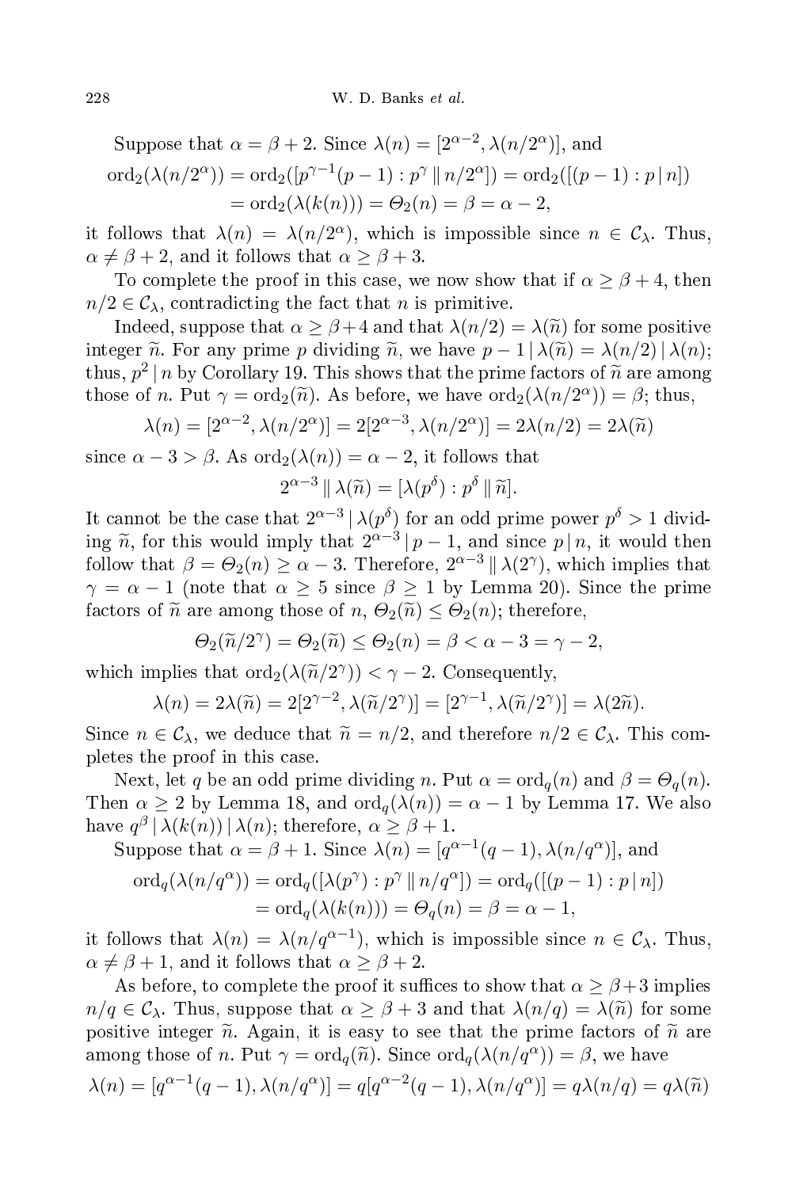Suppose that $\alpha = \beta + 2$. Since $\lambda(n) = [2^{\alpha-2}, \lambda(n/2^\alpha)]$, and

$$\begin{aligned}\operatorname{ord}_2(\lambda(n/2^\alpha)) &= \operatorname{ord}_2([p^{\gamma-1}(p-1) : p^\gamma \,\|\, n/2^\alpha]) = \operatorname{ord}_2([(p-1) : p \mid n]) \\ &= \operatorname{ord}_2(\lambda(k(n))) = \Theta_2(n) = \beta = \alpha - 2,\end{aligned}$$

it follows that $\lambda(n) = \lambda(n/2^\alpha)$, which is impossible since $n \in \mathcal{C}_\lambda$. Thus, $\alpha \neq \beta + 2$, and it follows that $\alpha \geq \beta + 3$.

To complete the proof in this case, we now show that if $\alpha \geq \beta + 4$, then $n/2 \in \mathcal{C}_\lambda$, contradicting the fact that $n$ is primitive.

Indeed, suppose that $\alpha \geq \beta + 4$ and that $\lambda(n/2) = \lambda(\widetilde{n})$ for some positive integer $\widetilde{n}$. For any prime $p$ dividing $\widetilde{n}$, we have $p - 1 \mid \lambda(\widetilde{n}) = \lambda(n/2) \mid \lambda(n)$; thus, $p^2 \mid n$ by Corollary 19. This shows that the prime factors of $\widetilde{n}$ are among those of $n$. Put $\gamma = \operatorname{ord}_2(\widetilde{n})$. As before, we have $\operatorname{ord}_2(\lambda(n/2^\alpha)) = \beta$; thus,

$$\lambda(n) = [2^{\alpha-2}, \lambda(n/2^\alpha)] = 2[2^{\alpha-3}, \lambda(n/2^\alpha)] = 2\lambda(n/2) = 2\lambda(\widetilde{n})$$

since $\alpha - 3 > \beta$. As $\operatorname{ord}_2(\lambda(n)) = \alpha - 2$, it follows that

$$2^{\alpha-3} \,\|\, \lambda(\widetilde{n}) = [\lambda(p^\delta) : p^\delta \,\|\, \widetilde{n}].$$

It cannot be the case that $2^{\alpha-3} \mid \lambda(p^\delta)$ for an odd prime power $p^\delta > 1$ dividing $\widetilde{n}$, for this would imply that $2^{\alpha-3} \mid p - 1$, and since $p \mid n$, it would then follow that $\beta = \Theta_2(n) \geq \alpha - 3$. Therefore, $2^{\alpha-3} \,\|\, \lambda(2^\gamma)$, which implies that $\gamma = \alpha - 1$ (note that $\alpha \geq 5$ since $\beta \geq 1$ by Lemma 20). Since the prime factors of $\widetilde{n}$ are among those of $n$, $\Theta_2(\widetilde{n}) \leq \Theta_2(n)$; therefore,

$$\Theta_2(\widetilde{n}/2^\gamma) = \Theta_2(\widetilde{n}) \leq \Theta_2(n) = \beta < \alpha - 3 = \gamma - 2,$$

which implies that $\operatorname{ord}_2(\lambda(\widetilde{n}/2^\gamma)) < \gamma - 2$. Consequently,

$$\lambda(n) = 2\lambda(\widetilde{n}) = 2[2^{\gamma-2}, \lambda(\widetilde{n}/2^\gamma)] = [2^{\gamma-1}, \lambda(\widetilde{n}/2^\gamma)] = \lambda(2\widetilde{n}).$$

Since $n \in \mathcal{C}_\lambda$, we deduce that $\widetilde{n} = n/2$, and therefore $n/2 \in \mathcal{C}_\lambda$. This completes the proof in this case.

Next, let $q$ be an odd prime dividing $n$. Put $\alpha = \operatorname{ord}_q(n)$ and $\beta = \Theta_q(n)$. Then $\alpha \geq 2$ by Lemma 18, and $\operatorname{ord}_q(\lambda(n)) = \alpha - 1$ by Lemma 17. We also have $q^\beta \mid \lambda(k(n)) \mid \lambda(n)$; therefore, $\alpha \geq \beta + 1$.

Suppose that $\alpha = \beta + 1$. Since $\lambda(n) = [q^{\alpha-1}(q-1), \lambda(n/q^\alpha)]$, and

$$\begin{aligned}\operatorname{ord}_q(\lambda(n/q^\alpha)) &= \operatorname{ord}_q([\lambda(p^\gamma) : p^\gamma \,\|\, n/q^\alpha]) = \operatorname{ord}_q([(p-1) : p \mid n]) \\ &= \operatorname{ord}_q(\lambda(k(n))) = \Theta_q(n) = \beta = \alpha - 1,\end{aligned}$$

it follows that $\lambda(n) = \lambda(n/q^{\alpha-1})$, which is impossible since $n \in \mathcal{C}_\lambda$. Thus, $\alpha \neq \beta + 1$, and it follows that $\alpha \geq \beta + 2$.

As before, to complete the proof it suffices to show that $\alpha \geq \beta + 3$ implies $n/q \in \mathcal{C}_\lambda$. Thus, suppose that $\alpha \geq \beta + 3$ and that $\lambda(n/q) = \lambda(\widetilde{n})$ for some positive integer $\widetilde{n}$. Again, it is easy to see that the prime factors of $\widetilde{n}$ are among those of $n$. Put $\gamma = \operatorname{ord}_q(\widetilde{n})$. Since $\operatorname{ord}_q(\lambda(n/q^\alpha)) = \beta$, we have

$$\lambda(n) = [q^{\alpha-1}(q-1), \lambda(n/q^\alpha)] = q[q^{\alpha-2}(q-1), \lambda(n/q^\alpha)] = q\lambda(n/q) = q\lambda(\widetilde{n})$$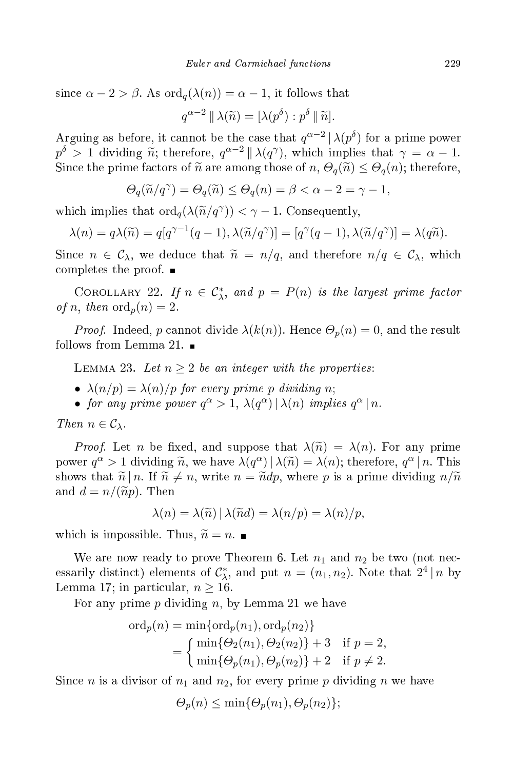since $\alpha - 2 > \beta$. As $\mathrm{ord}_q(\lambda(n)) = \alpha - 1$, it follows that

$$q^{\alpha-2} \,\|\, \lambda(\widetilde{n}) = [\lambda(p^\delta) : p^\delta \,\|\, \widetilde{n}].$$

Arguing as before, it cannot be the case that $q^{\alpha-2} \mid \lambda(p^\delta)$ for a prime power $p^\delta > 1$ dividing $\widetilde{n}$; therefore, $q^{\alpha-2} \,\|\, \lambda(q^\gamma)$, which implies that $\gamma = \alpha - 1$. Since the prime factors of $\widetilde{n}$ are among those of $n$, $\Theta_q(\widetilde{n}) \le \Theta_q(n)$; therefore,

$$\Theta_q(\widetilde{n}/q^\gamma) = \Theta_q(\widetilde{n}) \le \Theta_q(n) = \beta < \alpha - 2 = \gamma - 1,$$

which implies that $\mathrm{ord}_q(\lambda(\widetilde{n}/q^\gamma)) < \gamma - 1$. Consequently,

$$\lambda(n) = q\lambda(\widetilde{n}) = q[q^{\gamma-1}(q-1), \lambda(\widetilde{n}/q^\gamma)] = [q^\gamma(q-1), \lambda(\widetilde{n}/q^\gamma)] = \lambda(q\widetilde{n}).$$

Since $n \in \mathcal{C}_\lambda$, we deduce that $\widetilde{n} = n/q$, and therefore $n/q \in \mathcal{C}_\lambda$, which completes the proof. ∎

Corollary 22. *If $n \in \mathcal{C}_\lambda^*$, and $p = P(n)$ is the largest prime factor of $n$, then $\mathrm{ord}_p(n) = 2$.*

*Proof.* Indeed, $p$ cannot divide $\lambda(k(n))$. Hence $\Theta_p(n) = 0$, and the result follows from Lemma 21. ∎

Lemma 23. *Let $n \ge 2$ be an integer with the properties*:

- *$\lambda(n/p) = \lambda(n)/p$ for every prime $p$ dividing $n$*;
- *for any prime power $q^\alpha > 1$, $\lambda(q^\alpha) \mid \lambda(n)$ implies $q^\alpha \mid n$.*

*Then $n \in \mathcal{C}_\lambda$.*

*Proof.* Let $n$ be fixed, and suppose that $\lambda(\widetilde{n}) = \lambda(n)$. For any prime power $q^\alpha > 1$ dividing $\widetilde{n}$, we have $\lambda(q^\alpha) \mid \lambda(\widetilde{n}) = \lambda(n)$; therefore, $q^\alpha \mid n$. This shows that $\widetilde{n} \mid n$. If $\widetilde{n} \ne n$, write $n = \widetilde{n}dp$, where $p$ is a prime dividing $n/\widetilde{n}$ and $d = n/(\widetilde{n}p)$. Then

$$\lambda(n) = \lambda(\widetilde{n}) \mid \lambda(\widetilde{n}d) = \lambda(n/p) = \lambda(n)/p,$$

which is impossible. Thus, $\widetilde{n} = n$. ∎

We are now ready to prove Theorem 6. Let $n_1$ and $n_2$ be two (not necessarily distinct) elements of $\mathcal{C}_\lambda^*$, and put $n = (n_1, n_2)$. Note that $2^4 \mid n$ by Lemma 17; in particular, $n \ge 16$.

For any prime $p$ dividing $n$, by Lemma 21 we have

$$\begin{aligned} \mathrm{ord}_p(n) &= \min\{\mathrm{ord}_p(n_1), \mathrm{ord}_p(n_2)\} \\ &= \begin{cases} \min\{\Theta_2(n_1), \Theta_2(n_2)\} + 3 & \text{if } p = 2, \\ \min\{\Theta_p(n_1), \Theta_p(n_2)\} + 2 & \text{if } p \ne 2. \end{cases} \end{aligned}$$

Since $n$ is a divisor of $n_1$ and $n_2$, for every prime $p$ dividing $n$ we have

$$\Theta_p(n) \le \min\{\Theta_p(n_1), \Theta_p(n_2)\};$$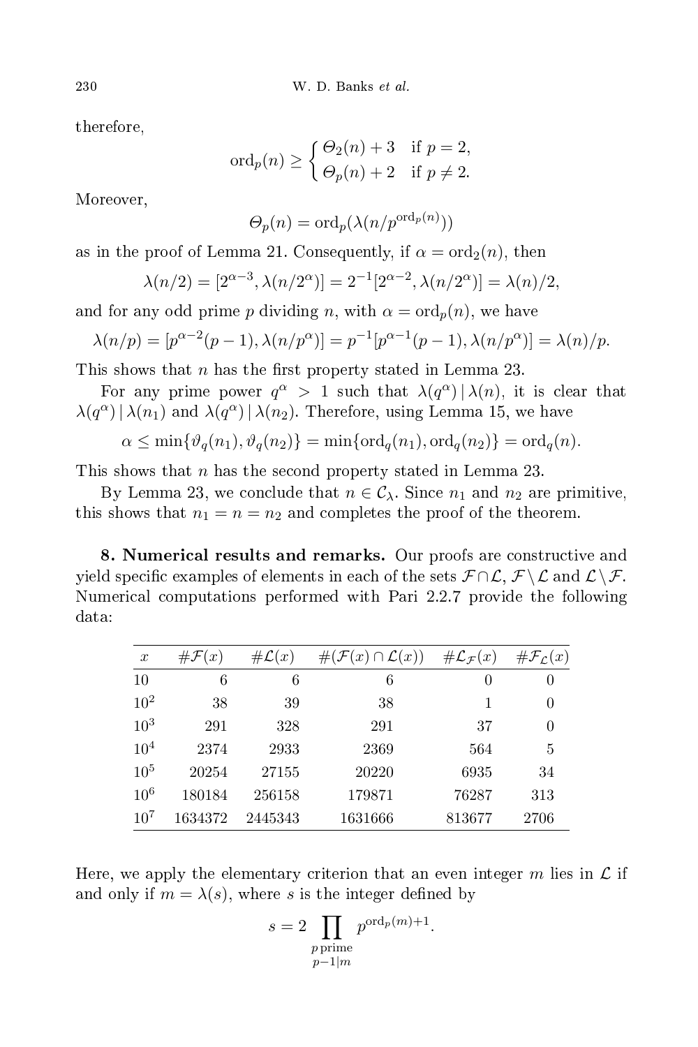therefore,

$$\operatorname{ord}_p(n) \geq \begin{cases} \Theta_2(n) + 3 & \text{if } p = 2, \\ \Theta_p(n) + 2 & \text{if } p \neq 2. \end{cases}$$

Moreover,

$$\Theta_p(n) = \operatorname{ord}_p(\lambda(n/p^{\operatorname{ord}_p(n)}))$$

as in the proof of Lemma 21. Consequently, if $\alpha = \operatorname{ord}_2(n)$, then

$$\lambda(n/2) = [2^{\alpha-3}, \lambda(n/2^\alpha)] = 2^{-1}[2^{\alpha-2}, \lambda(n/2^\alpha)] = \lambda(n)/2,$$

and for any odd prime $p$ dividing $n$, with $\alpha = \operatorname{ord}_p(n)$, we have

$$\lambda(n/p) = [p^{\alpha-2}(p-1), \lambda(n/p^\alpha)] = p^{-1}[p^{\alpha-1}(p-1), \lambda(n/p^\alpha)] = \lambda(n)/p.$$

This shows that $n$ has the first property stated in Lemma 23.

For any prime power $q^\alpha > 1$ such that $\lambda(q^\alpha) \mid \lambda(n)$, it is clear that $\lambda(q^\alpha) \mid \lambda(n_1)$ and $\lambda(q^\alpha) \mid \lambda(n_2)$. Therefore, using Lemma 15, we have

$$\alpha \leq \min\{\vartheta_q(n_1), \vartheta_q(n_2)\} = \min\{\operatorname{ord}_q(n_1), \operatorname{ord}_q(n_2)\} = \operatorname{ord}_q(n).$$

This shows that $n$ has the second property stated in Lemma 23.

By Lemma 23, we conclude that $n \in \mathcal{C}_\lambda$. Since $n_1$ and $n_2$ are primitive, this shows that $n_1 = n = n_2$ and completes the proof of the theorem.

**8. Numerical results and remarks.** Our proofs are constructive and yield specific examples of elements in each of the sets $\mathcal{F} \cap \mathcal{L}$, $\mathcal{F} \setminus \mathcal{L}$ and $\mathcal{L} \setminus \mathcal{F}$. Numerical computations performed with Pari 2.2.7 provide the following data:

| $x$ | $\#\mathcal{F}(x)$ | $\#\mathcal{L}(x)$ | $\#(\mathcal{F}(x) \cap \mathcal{L}(x))$ | $\#\mathcal{L}_\mathcal{F}(x)$ | $\#\mathcal{F}_\mathcal{L}(x)$ |
|---|---|---|---|---|---|
| 10 | 6 | 6 | 6 | 0 | 0 |
| $10^2$ | 38 | 39 | 38 | 1 | 0 |
| $10^3$ | 291 | 328 | 291 | 37 | 0 |
| $10^4$ | 2374 | 2933 | 2369 | 564 | 5 |
| $10^5$ | 20254 | 27155 | 20220 | 6935 | 34 |
| $10^6$ | 180184 | 256158 | 179871 | 76287 | 313 |
| $10^7$ | 1634372 | 2445343 | 1631666 | 813677 | 2706 |

Here, we apply the elementary criterion that an even integer $m$ lies in $\mathcal{L}$ if and only if $m = \lambda(s)$, where $s$ is the integer defined by

$$s = 2 \prod_{\substack{p \text{ prime} \\ p-1 \mid m}} p^{\operatorname{ord}_p(m)+1}.$$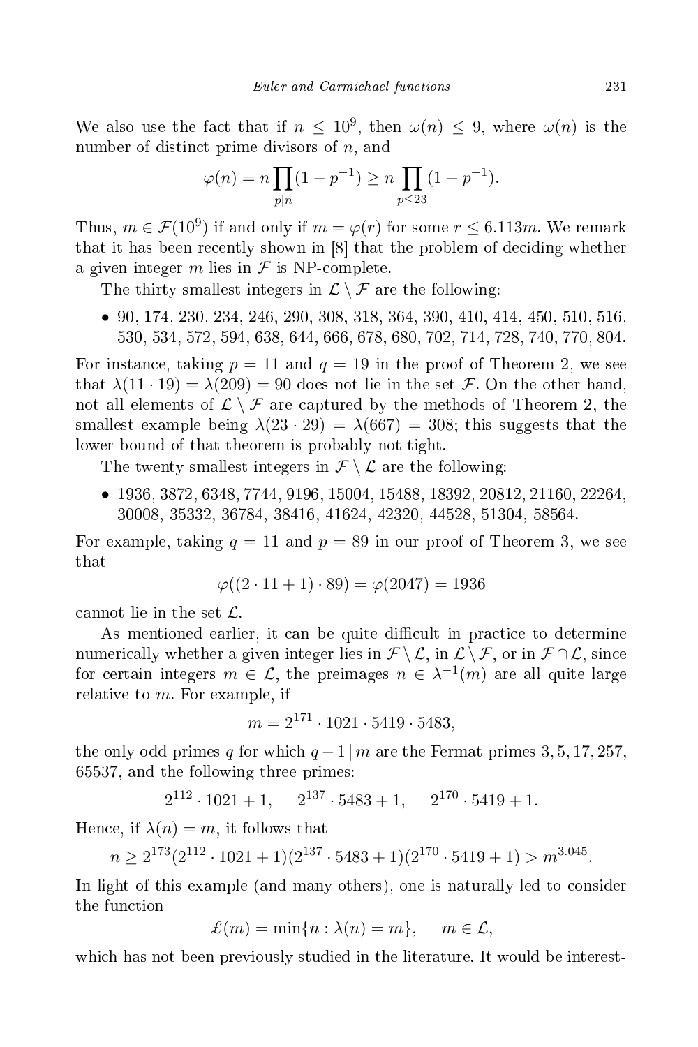We also use the fact that if $n \le 10^9$, then $\omega(n) \le 9$, where $\omega(n)$ is the number of distinct prime divisors of $n$, and

$$\varphi(n) = n \prod_{p \mid n} (1 - p^{-1}) \ge n \prod_{p \le 23} (1 - p^{-1}).$$

Thus, $m \in \mathcal{F}(10^9)$ if and only if $m = \varphi(r)$ for some $r \le 6.113m$. We remark that it has been recently shown in [8] that the problem of deciding whether a given integer $m$ lies in $\mathcal{F}$ is NP-complete.

The thirty smallest integers in $\mathcal{L} \setminus \mathcal{F}$ are the following:

- 90, 174, 230, 234, 246, 290, 308, 318, 364, 390, 410, 414, 450, 510, 516, 530, 534, 572, 594, 638, 644, 666, 678, 680, 702, 714, 728, 740, 770, 804.

For instance, taking $p = 11$ and $q = 19$ in the proof of Theorem 2, we see that $\lambda(11 \cdot 19) = \lambda(209) = 90$ does not lie in the set $\mathcal{F}$. On the other hand, not all elements of $\mathcal{L} \setminus \mathcal{F}$ are captured by the methods of Theorem 2, the smallest example being $\lambda(23 \cdot 29) = \lambda(667) = 308$; this suggests that the lower bound of that theorem is probably not tight.

The twenty smallest integers in $\mathcal{F} \setminus \mathcal{L}$ are the following:

- 1936, 3872, 6348, 7744, 9196, 15004, 15488, 18392, 20812, 21160, 22264, 30008, 35332, 36784, 38416, 41624, 42320, 44528, 51304, 58564.

For example, taking $q = 11$ and $p = 89$ in our proof of Theorem 3, we see that

$$\varphi((2 \cdot 11 + 1) \cdot 89) = \varphi(2047) = 1936$$

cannot lie in the set $\mathcal{L}$.

As mentioned earlier, it can be quite difficult in practice to determine numerically whether a given integer lies in $\mathcal{F} \setminus \mathcal{L}$, in $\mathcal{L} \setminus \mathcal{F}$, or in $\mathcal{F} \cap \mathcal{L}$, since for certain integers $m \in \mathcal{L}$, the preimages $n \in \lambda^{-1}(m)$ are all quite large relative to $m$. For example, if

$$m = 2^{171} \cdot 1021 \cdot 5419 \cdot 5483,$$

the only odd primes $q$ for which $q - 1 \mid m$ are the Fermat primes 3, 5, 17, 257, 65537, and the following three primes:

$$2^{112} \cdot 1021 + 1, \qquad 2^{137} \cdot 5483 + 1, \qquad 2^{170} \cdot 5419 + 1.$$

Hence, if $\lambda(n) = m$, it follows that

$$n \ge 2^{173}(2^{112} \cdot 1021 + 1)(2^{137} \cdot 5483 + 1)(2^{170} \cdot 5419 + 1) > m^{3.045}.$$

In light of this example (and many others), one is naturally led to consider the function

$$\pounds(m) = \min\{n : \lambda(n) = m\}, \qquad m \in \mathcal{L},$$

which has not been previously studied in the literature. It would be interest-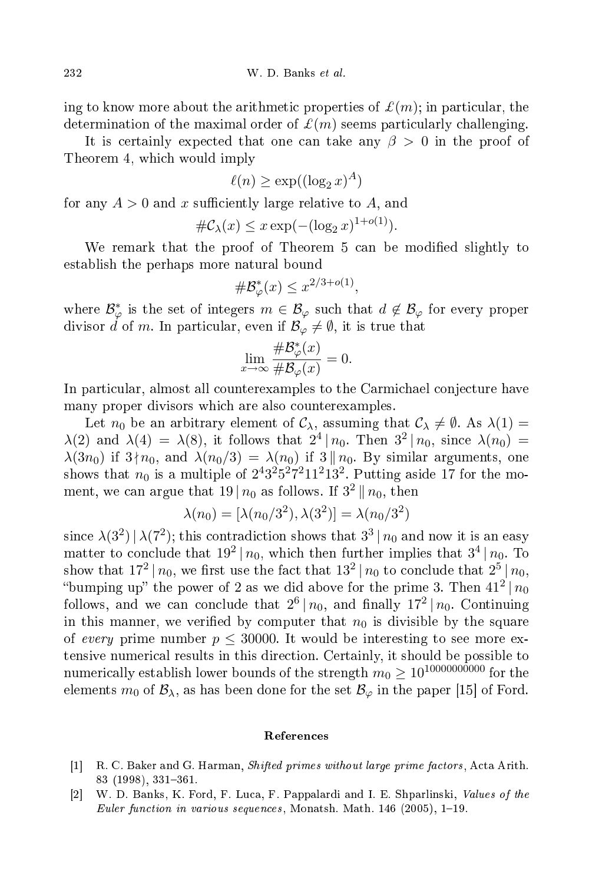ing to know more about the arithmetic properties of $\mathcal{L}(m)$; in particular, the determination of the maximal order of $\mathcal{L}(m)$ seems particularly challenging.

It is certainly expected that one can take any $\beta > 0$ in the proof of Theorem 4, which would imply

$$\ell(n) \geq \exp((\log_2 x)^A)$$

for any $A > 0$ and $x$ sufficiently large relative to $A$, and

$$\#\mathcal{C}_\lambda(x) \leq x \exp(-(\log_2 x)^{1+o(1)}).$$

We remark that the proof of Theorem 5 can be modified slightly to establish the perhaps more natural bound

$$\#\mathcal{B}_\varphi^*(x) \leq x^{2/3+o(1)},$$

where $\mathcal{B}_\varphi^*$ is the set of integers $m \in \mathcal{B}_\varphi$ such that $d \notin \mathcal{B}_\varphi$ for every proper divisor $d$ of $m$. In particular, even if $\mathcal{B}_\varphi \neq \emptyset$, it is true that

$$\lim_{x\to\infty} \frac{\#\mathcal{B}_\varphi^*(x)}{\#\mathcal{B}_\varphi(x)} = 0.$$

In particular, almost all counterexamples to the Carmichael conjecture have many proper divisors which are also counterexamples.

Let $n_0$ be an arbitrary element of $\mathcal{C}_\lambda$, assuming that $\mathcal{C}_\lambda \neq \emptyset$. As $\lambda(1) = \lambda(2)$ and $\lambda(4) = \lambda(8)$, it follows that $2^4 \mid n_0$. Then $3^2 \mid n_0$, since $\lambda(n_0) = \lambda(3n_0)$ if $3 \nmid n_0$, and $\lambda(n_0/3) = \lambda(n_0)$ if $3 \,\|\, n_0$. By similar arguments, one shows that $n_0$ is a multiple of $2^4 3^2 5^2 7^2 11^2 13^2$. Putting aside 17 for the moment, we can argue that $19 \mid n_0$ as follows. If $3^2 \,\|\, n_0$, then

$$\lambda(n_0) = [\lambda(n_0/3^2), \lambda(3^2)] = \lambda(n_0/3^2)$$

since $\lambda(3^2) \mid \lambda(7^2)$; this contradiction shows that $3^3 \mid n_0$ and now it is an easy matter to conclude that $19^2 \mid n_0$, which then further implies that $3^4 \mid n_0$. To show that $17^2 \mid n_0$, we first use the fact that $13^2 \mid n_0$ to conclude that $2^5 \mid n_0$, "bumping up" the power of 2 as we did above for the prime 3. Then $41^2 \mid n_0$ follows, and we can conclude that $2^6 \mid n_0$, and finally $17^2 \mid n_0$. Continuing in this manner, we verified by computer that $n_0$ is divisible by the square of *every* prime number $p \leq 30000$. It would be interesting to see more extensive numerical results in this direction. Certainly, it should be possible to numerically establish lower bounds of the strength $m_0 \geq 10^{10000000000}$ for the elements $m_0$ of $\mathcal{B}_\lambda$, as has been done for the set $\mathcal{B}_\varphi$ in the paper [15] of Ford.

## References

[1] R. C. Baker and G. Harman, *Shifted primes without large prime factors*, Acta Arith. 83 (1998), 331–361.

[2] W. D. Banks, K. Ford, F. Luca, F. Pappalardi and I. E. Shparlinski, *Values of the Euler function in various sequences*, Monatsh. Math. 146 (2005), 1–19.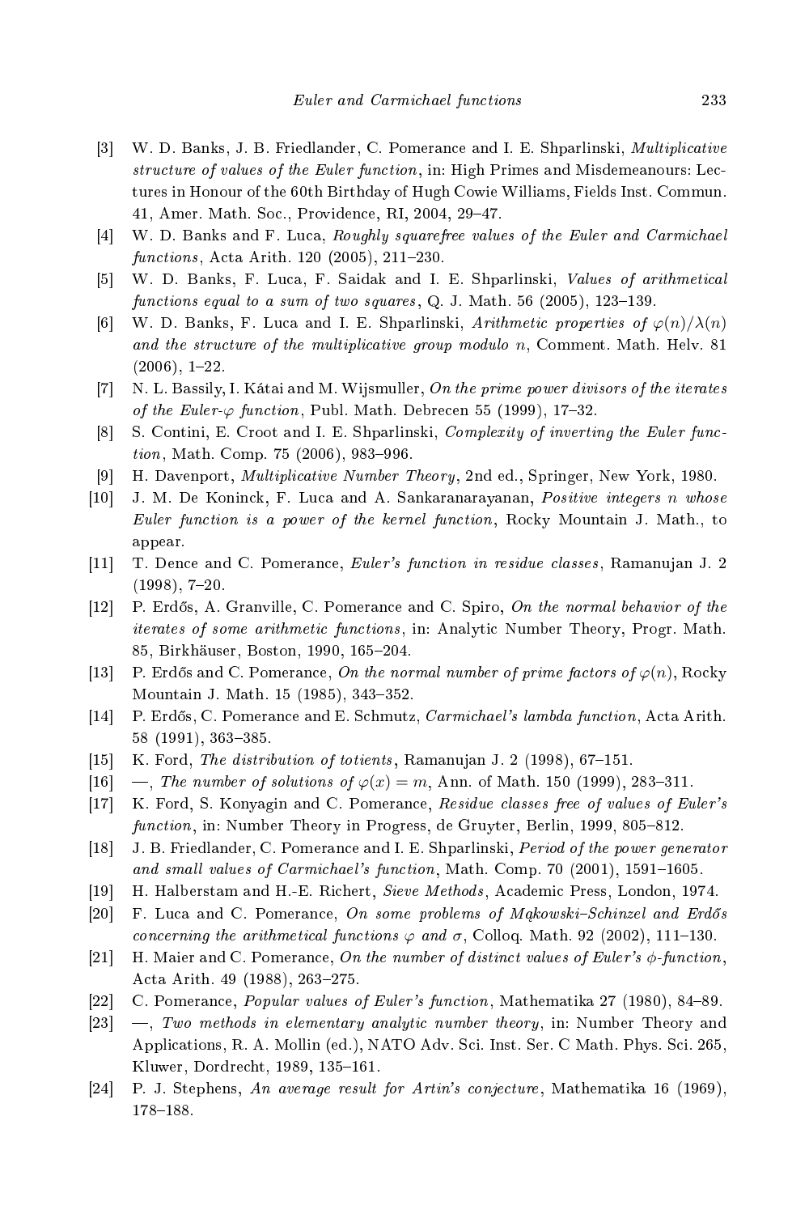[3] W. D. Banks, J. B. Friedlander, C. Pomerance and I. E. Shparlinski, *Multiplicative structure of values of the Euler function*, in: High Primes and Misdemeanours: Lectures in Honour of the 60th Birthday of Hugh Cowie Williams, Fields Inst. Commun. 41, Amer. Math. Soc., Providence, RI, 2004, 29–47.

[4] W. D. Banks and F. Luca, *Roughly squarefree values of the Euler and Carmichael functions*, Acta Arith. 120 (2005), 211–230.

[5] W. D. Banks, F. Luca, F. Saidak and I. E. Shparlinski, *Values of arithmetical functions equal to a sum of two squares*, Q. J. Math. 56 (2005), 123–139.

[6] W. D. Banks, F. Luca and I. E. Shparlinski, *Arithmetic properties of $\varphi(n)/\lambda(n)$ and the structure of the multiplicative group modulo $n$*, Comment. Math. Helv. 81 (2006), 1–22.

[7] N. L. Bassily, I. Kátai and M. Wijsmuller, *On the prime power divisors of the iterates of the Euler-$\varphi$ function*, Publ. Math. Debrecen 55 (1999), 17–32.

[8] S. Contini, E. Croot and I. E. Shparlinski, *Complexity of inverting the Euler function*, Math. Comp. 75 (2006), 983–996.

[9] H. Davenport, *Multiplicative Number Theory*, 2nd ed., Springer, New York, 1980.

[10] J. M. De Koninck, F. Luca and A. Sankaranarayanan, *Positive integers $n$ whose Euler function is a power of the kernel function*, Rocky Mountain J. Math., to appear.

[11] T. Dence and C. Pomerance, *Euler's function in residue classes*, Ramanujan J. 2 (1998), 7–20.

[12] P. Erdős, A. Granville, C. Pomerance and C. Spiro, *On the normal behavior of the iterates of some arithmetic functions*, in: Analytic Number Theory, Progr. Math. 85, Birkhäuser, Boston, 1990, 165–204.

[13] P. Erdős and C. Pomerance, *On the normal number of prime factors of $\varphi(n)$*, Rocky Mountain J. Math. 15 (1985), 343–352.

[14] P. Erdős, C. Pomerance and E. Schmutz, *Carmichael's lambda function*, Acta Arith. 58 (1991), 363–385.

[15] K. Ford, *The distribution of totients*, Ramanujan J. 2 (1998), 67–151.

[16] —, *The number of solutions of $\varphi(x) = m$*, Ann. of Math. 150 (1999), 283–311.

[17] K. Ford, S. Konyagin and C. Pomerance, *Residue classes free of values of Euler's function*, in: Number Theory in Progress, de Gruyter, Berlin, 1999, 805–812.

[18] J. B. Friedlander, C. Pomerance and I. E. Shparlinski, *Period of the power generator and small values of Carmichael's function*, Math. Comp. 70 (2001), 1591–1605.

[19] H. Halberstam and H.-E. Richert, *Sieve Methods*, Academic Press, London, 1974.

[20] F. Luca and C. Pomerance, *On some problems of Mąkowski–Schinzel and Erdős concerning the arithmetical functions $\varphi$ and $\sigma$*, Colloq. Math. 92 (2002), 111–130.

[21] H. Maier and C. Pomerance, *On the number of distinct values of Euler's $\phi$-function*, Acta Arith. 49 (1988), 263–275.

[22] C. Pomerance, *Popular values of Euler's function*, Mathematika 27 (1980), 84–89.

[23] —, *Two methods in elementary analytic number theory*, in: Number Theory and Applications, R. A. Mollin (ed.), NATO Adv. Sci. Inst. Ser. C Math. Phys. Sci. 265, Kluwer, Dordrecht, 1989, 135–161.

[24] P. J. Stephens, *An average result for Artin's conjecture*, Mathematika 16 (1969), 178–188.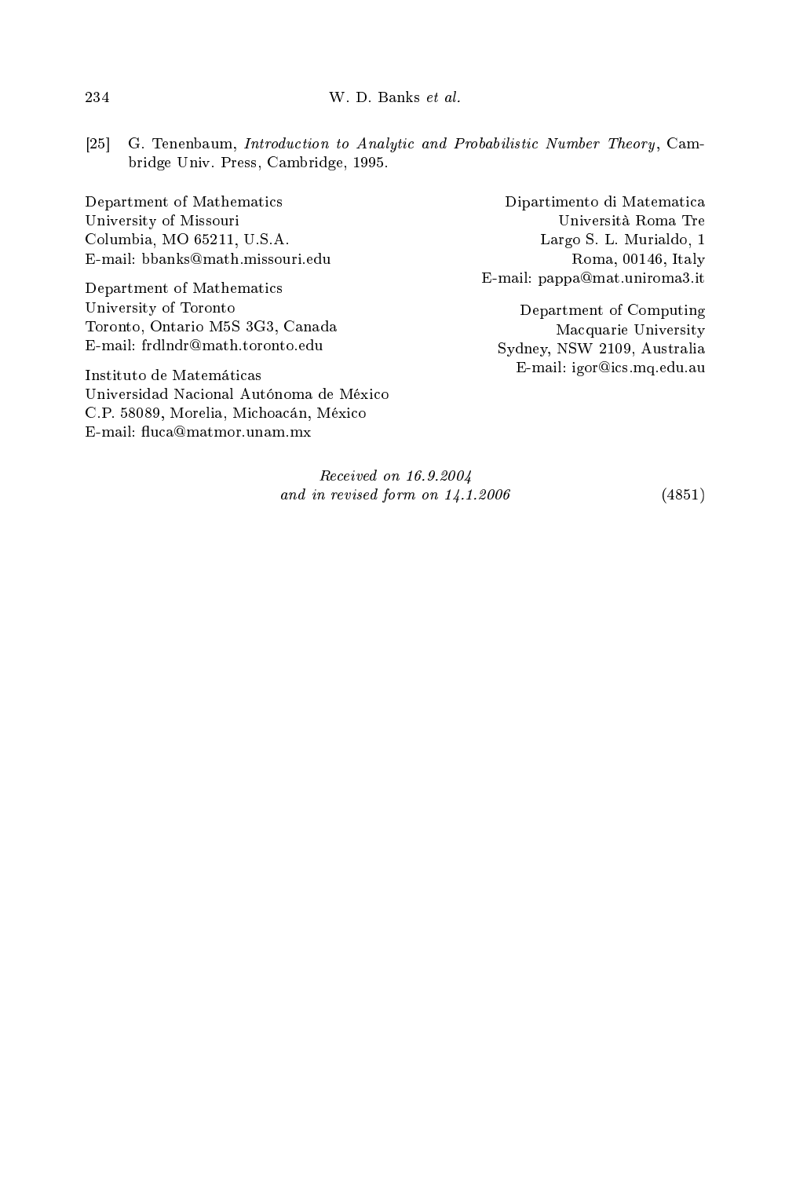[25] G. Tenenbaum, *Introduction to Analytic and Probabilistic Number Theory*, Cambridge Univ. Press, Cambridge, 1995.

Department of Mathematics
University of Missouri
Columbia, MO 65211, U.S.A.
E-mail: bbanks@math.missouri.edu

Department of Mathematics
University of Toronto
Toronto, Ontario M5S 3G3, Canada
E-mail: frdlndr@math.toronto.edu

Instituto de Matemáticas
Universidad Nacional Autónoma de México
C.P. 58089, Morelia, Michoacán, México
E-mail: fluca@matmor.unam.mx

Dipartimento di Matematica
Università Roma Tre
Largo S. L. Murialdo, 1
Roma, 00146, Italy
E-mail: pappa@mat.uniroma3.it

Department of Computing
Macquarie University
Sydney, NSW 2109, Australia
E-mail: igor@ics.mq.edu.au

*Received on 16.9.2004*
*and in revised form on 14.1.2006* (4851)